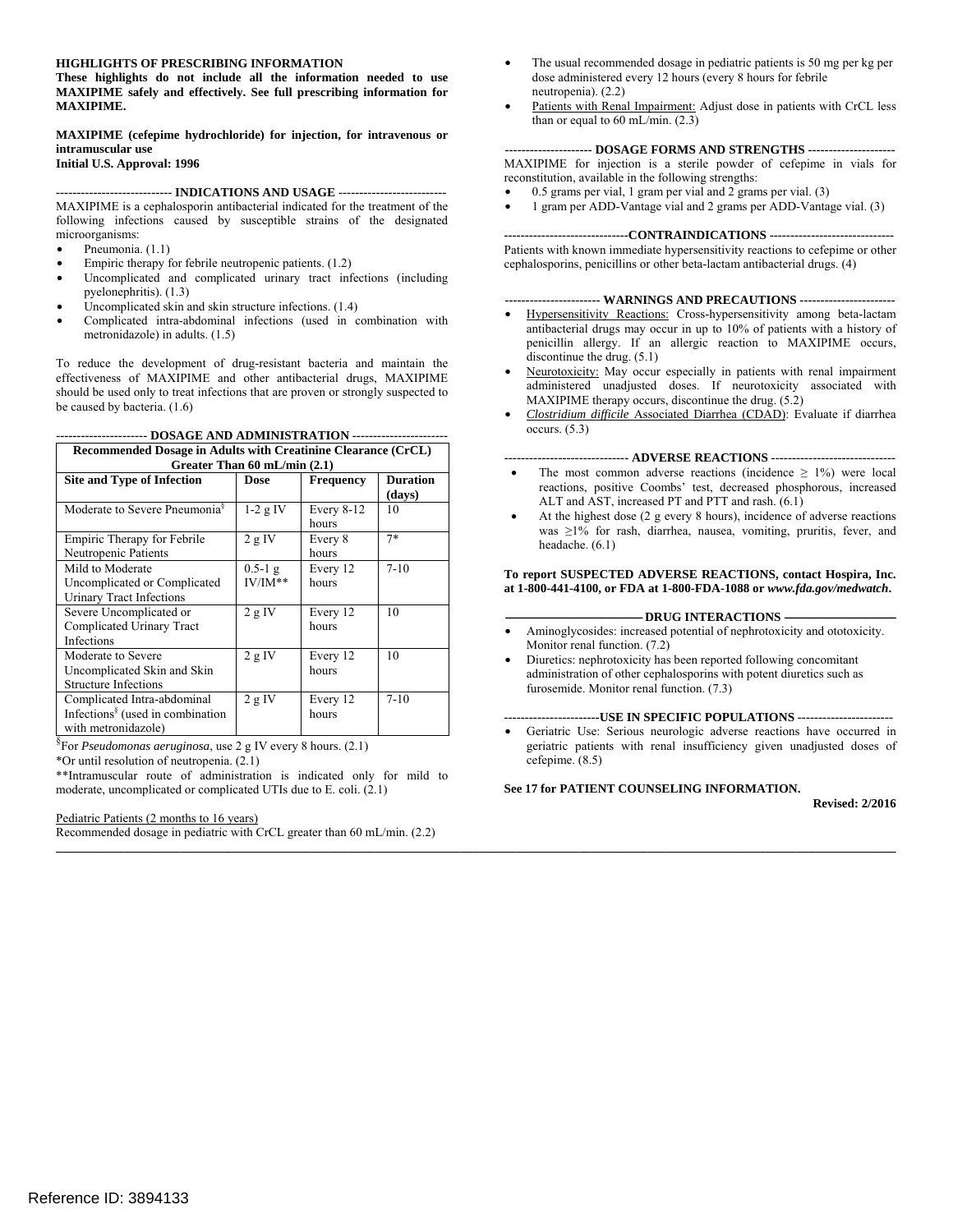**HIGHLIGHTS OF PRESCRIBING INFORMATION**

**These highlights do not include all the information needed to use MAXIPIME safely and effectively. See full prescribing information for MAXIPIME.**

**MAXIPIME (cefepime hydrochloride) for injection, for intravenous or intramuscular use**
**Initial U.S. Approval: 1996**

**--------------------------- INDICATIONS AND USAGE --------------------------**

MAXIPIME is a cephalosporin antibacterial indicated for the treatment of the following infections caused by susceptible strains of the designated microorganisms:

- Pneumonia. (1.1)
- Empiric therapy for febrile neutropenic patients. (1.2)
- Uncomplicated and complicated urinary tract infections (including pyelonephritis). (1.3)
- Uncomplicated skin and skin structure infections. (1.4)
- Complicated intra-abdominal infections (used in combination with metronidazole) in adults. (1.5)

To reduce the development of drug-resistant bacteria and maintain the effectiveness of MAXIPIME and other antibacterial drugs, MAXIPIME should be used only to treat infections that are proven or strongly suspected to be caused by bacteria. (1.6)

**---------------------- DOSAGE AND ADMINISTRATION -----------------------**

| Recommended Dosage in Adults with Creatinine Clearance (CrCL) Greater Than 60 mL/min (2.1) | | | |
|---|---|---|---|
| **Site and Type of Infection** | **Dose** | **Frequency** | **Duration (days)** |
| Moderate to Severe Pneumonia[§] | 1-2 g IV | Every 8-12 hours | 10 |
| Empiric Therapy for Febrile Neutropenic Patients | 2 g IV | Every 8 hours | 7* |
| Mild to Moderate Uncomplicated or Complicated Urinary Tract Infections | 0.5-1 g IV/IM** | Every 12 hours | 7-10 |
| Severe Uncomplicated or Complicated Urinary Tract Infections | 2 g IV | Every 12 hours | 10 |
| Moderate to Severe Uncomplicated Skin and Skin Structure Infections | 2 g IV | Every 12 hours | 10 |
| Complicated Intra-abdominal Infections[§] (used in combination with metronidazole) | 2 g IV | Every 12 hours | 7-10 |

[§]For *Pseudomonas aeruginosa*, use 2 g IV every 8 hours. (2.1)

*Or until resolution of neutropenia. (2.1)

**Intramuscular route of administration is indicated only for mild to moderate, uncomplicated or complicated UTIs due to E. coli. (2.1)

Pediatric Patients (2 months to 16 years)

Recommended dosage in pediatric with CrCL greater than 60 mL/min. (2.2)

- The usual recommended dosage in pediatric patients is 50 mg per kg per dose administered every 12 hours (every 8 hours for febrile neutropenia). (2.2)
- Patients with Renal Impairment: Adjust dose in patients with CrCL less than or equal to 60 mL/min. (2.3)

**--------------------- DOSAGE FORMS AND STRENGTHS ---------------------**

MAXIPIME for injection is a sterile powder of cefepime in vials for reconstitution, available in the following strengths:

- 0.5 grams per vial, 1 gram per vial and 2 grams per vial. (3)
- 1 gram per ADD-Vantage vial and 2 grams per ADD-Vantage vial. (3)

**------------------------------CONTRAINDICATIONS ------------------------------**

Patients with known immediate hypersensitivity reactions to cefepime or other cephalosporins, penicillins or other beta-lactam antibacterial drugs. (4)

**----------------------- WARNINGS AND PRECAUTIONS -----------------------**

- Hypersensitivity Reactions: Cross-hypersensitivity among beta-lactam antibacterial drugs may occur in up to 10% of patients with a history of penicillin allergy. If an allergic reaction to MAXIPIME occurs, discontinue the drug. (5.1)
- Neurotoxicity: May occur especially in patients with renal impairment administered unadjusted doses. If neurotoxicity associated with MAXIPIME therapy occurs, discontinue the drug. (5.2)
- *Clostridium difficile* Associated Diarrhea (CDAD): Evaluate if diarrhea occurs. (5.3)

**------------------------------ ADVERSE REACTIONS ------------------------------**

- The most common adverse reactions (incidence $\geq$ 1%) were local reactions, positive Coombs' test, decreased phosphorous, increased ALT and AST, increased PT and PTT and rash. (6.1)
- At the highest dose (2 g every 8 hours), incidence of adverse reactions was $\geq$1% for rash, diarrhea, nausea, vomiting, pruritis, fever, and headache. (6.1)

**To report SUSPECTED ADVERSE REACTIONS, contact Hospira, Inc. at 1-800-441-4100, or FDA at 1-800-FDA-1088 or *www.fda.gov/medwatch*.**

**——————————— DRUG INTERACTIONS ——————————**

- Aminoglycosides: increased potential of nephrotoxicity and ototoxicity. Monitor renal function. (7.2)
- Diuretics: nephrotoxicity has been reported following concomitant administration of other cephalosporins with potent diuretics such as furosemide. Monitor renal function. (7.3)

**-----------------------USE IN SPECIFIC POPULATIONS -----------------------**

- Geriatric Use: Serious neurologic adverse reactions have occurred in geriatric patients with renal insufficiency given unadjusted doses of cefepime. (8.5)

**See 17 for PATIENT COUNSELING INFORMATION.**

**Revised: 2/2016**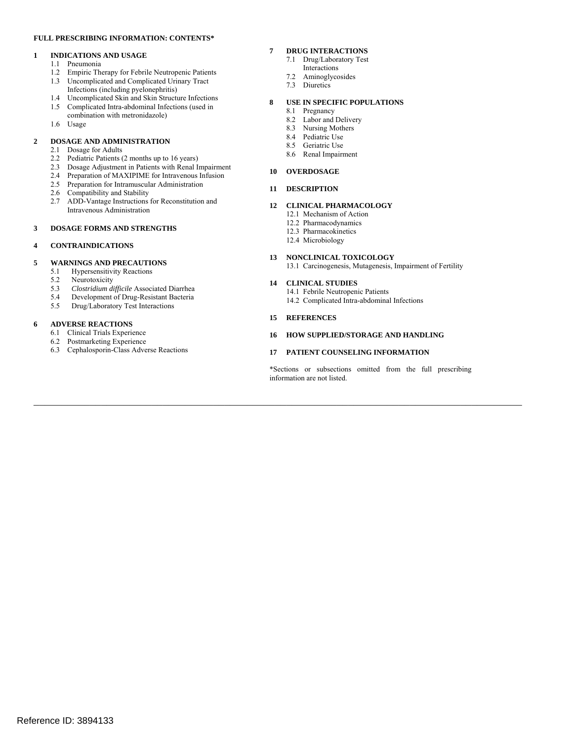**FULL PRESCRIBING INFORMATION: CONTENTS***

**1 INDICATIONS AND USAGE**
- 1.1 Pneumonia
- 1.2 Empiric Therapy for Febrile Neutropenic Patients
- 1.3 Uncomplicated and Complicated Urinary Tract Infections (including pyelonephritis)
- 1.4 Uncomplicated Skin and Skin Structure Infections
- 1.5 Complicated Intra-abdominal Infections (used in combination with metronidazole)
- 1.6 Usage

**2 DOSAGE AND ADMINISTRATION**
- 2.1 Dosage for Adults
- 2.2 Pediatric Patients (2 months up to 16 years)
- 2.3 Dosage Adjustment in Patients with Renal Impairment
- 2.4 Preparation of MAXIPIME for Intravenous Infusion
- 2.5 Preparation for Intramuscular Administration
- 2.6 Compatibility and Stability
- 2.7 ADD-Vantage Instructions for Reconstitution and Intravenous Administration

**3 DOSAGE FORMS AND STRENGTHS**

**4 CONTRAINDICATIONS**

**5 WARNINGS AND PRECAUTIONS**
- 5.1 Hypersensitivity Reactions
- 5.2 Neurotoxicity
- 5.3 *Clostridium difficile* Associated Diarrhea
- 5.4 Development of Drug-Resistant Bacteria
- 5.5 Drug/Laboratory Test Interactions

**6 ADVERSE REACTIONS**
- 6.1 Clinical Trials Experience
- 6.2 Postmarketing Experience
- 6.3 Cephalosporin-Class Adverse Reactions

**7 DRUG INTERACTIONS**
- 7.1 Drug/Laboratory Test Interactions
- 7.2 Aminoglycosides
- 7.3 Diuretics

**8 USE IN SPECIFIC POPULATIONS**
- 8.1 Pregnancy
- 8.2 Labor and Delivery
- 8.3 Nursing Mothers
- 8.4 Pediatric Use
- 8.5 Geriatric Use
- 8.6 Renal Impairment

**10 OVERDOSAGE**

**11 DESCRIPTION**

**12 CLINICAL PHARMACOLOGY**
- 12.1 Mechanism of Action
- 12.2 Pharmacodynamics
- 12.3 Pharmacokinetics
- 12.4 Microbiology

**13 NONCLINICAL TOXICOLOGY**
- 13.1 Carcinogenesis, Mutagenesis, Impairment of Fertility

**14 CLINICAL STUDIES**
- 14.1 Febrile Neutropenic Patients
- 14.2 Complicated Intra-abdominal Infections

**15 REFERENCES**

**16 HOW SUPPLIED/STORAGE AND HANDLING**

**17 PATIENT COUNSELING INFORMATION**

*Sections or subsections omitted from the full prescribing information are not listed.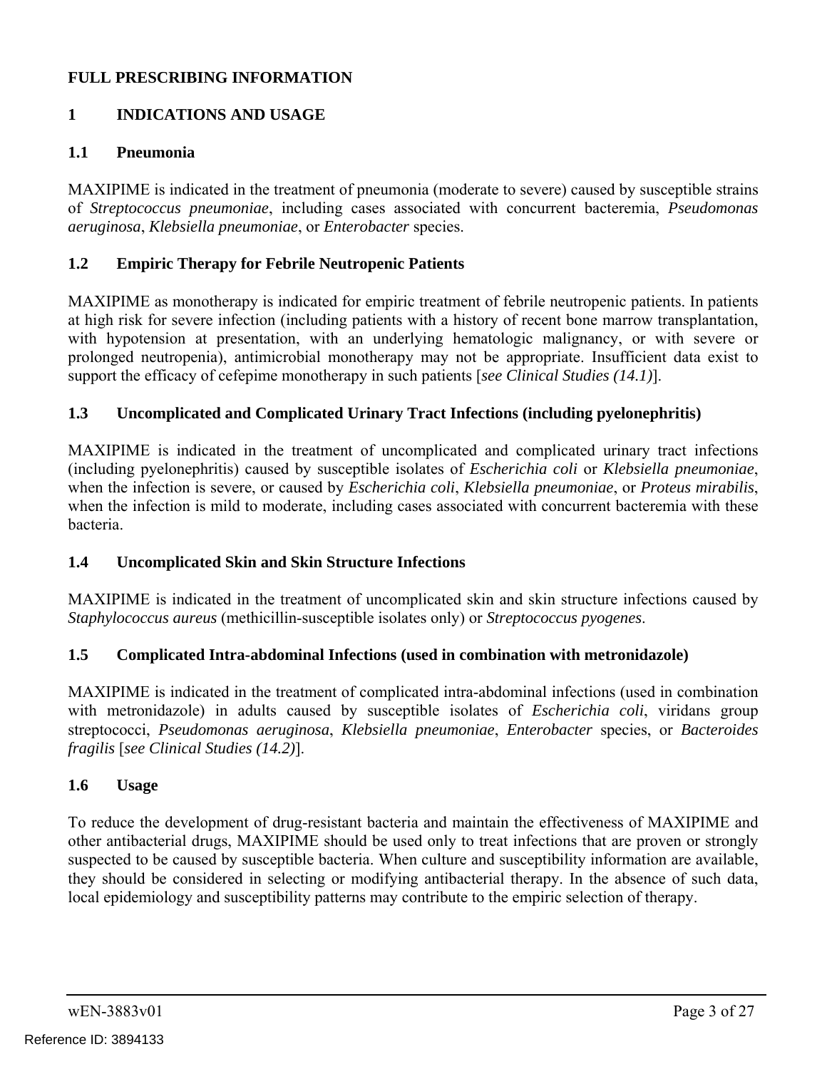# FULL PRESCRIBING INFORMATION

## 1 INDICATIONS AND USAGE

### 1.1 Pneumonia

MAXIPIME is indicated in the treatment of pneumonia (moderate to severe) caused by susceptible strains of *Streptococcus pneumoniae*, including cases associated with concurrent bacteremia, *Pseudomonas aeruginosa*, *Klebsiella pneumoniae*, or *Enterobacter* species.

### 1.2 Empiric Therapy for Febrile Neutropenic Patients

MAXIPIME as monotherapy is indicated for empiric treatment of febrile neutropenic patients. In patients at high risk for severe infection (including patients with a history of recent bone marrow transplantation, with hypotension at presentation, with an underlying hematologic malignancy, or with severe or prolonged neutropenia), antimicrobial monotherapy may not be appropriate. Insufficient data exist to support the efficacy of cefepime monotherapy in such patients [*see Clinical Studies (14.1)*].

### 1.3 Uncomplicated and Complicated Urinary Tract Infections (including pyelonephritis)

MAXIPIME is indicated in the treatment of uncomplicated and complicated urinary tract infections (including pyelonephritis) caused by susceptible isolates of *Escherichia coli* or *Klebsiella pneumoniae*, when the infection is severe, or caused by *Escherichia coli*, *Klebsiella pneumoniae*, or *Proteus mirabilis*, when the infection is mild to moderate, including cases associated with concurrent bacteremia with these bacteria.

### 1.4 Uncomplicated Skin and Skin Structure Infections

MAXIPIME is indicated in the treatment of uncomplicated skin and skin structure infections caused by *Staphylococcus aureus* (methicillin-susceptible isolates only) or *Streptococcus pyogenes*.

### 1.5 Complicated Intra-abdominal Infections (used in combination with metronidazole)

MAXIPIME is indicated in the treatment of complicated intra-abdominal infections (used in combination with metronidazole) in adults caused by susceptible isolates of *Escherichia coli*, viridans group streptococci, *Pseudomonas aeruginosa*, *Klebsiella pneumoniae*, *Enterobacter* species, or *Bacteroides fragilis* [*see Clinical Studies (14.2)*].

### 1.6 Usage

To reduce the development of drug-resistant bacteria and maintain the effectiveness of MAXIPIME and other antibacterial drugs, MAXIPIME should be used only to treat infections that are proven or strongly suspected to be caused by susceptible bacteria. When culture and susceptibility information are available, they should be considered in selecting or modifying antibacterial therapy. In the absence of such data, local epidemiology and susceptibility patterns may contribute to the empiric selection of therapy.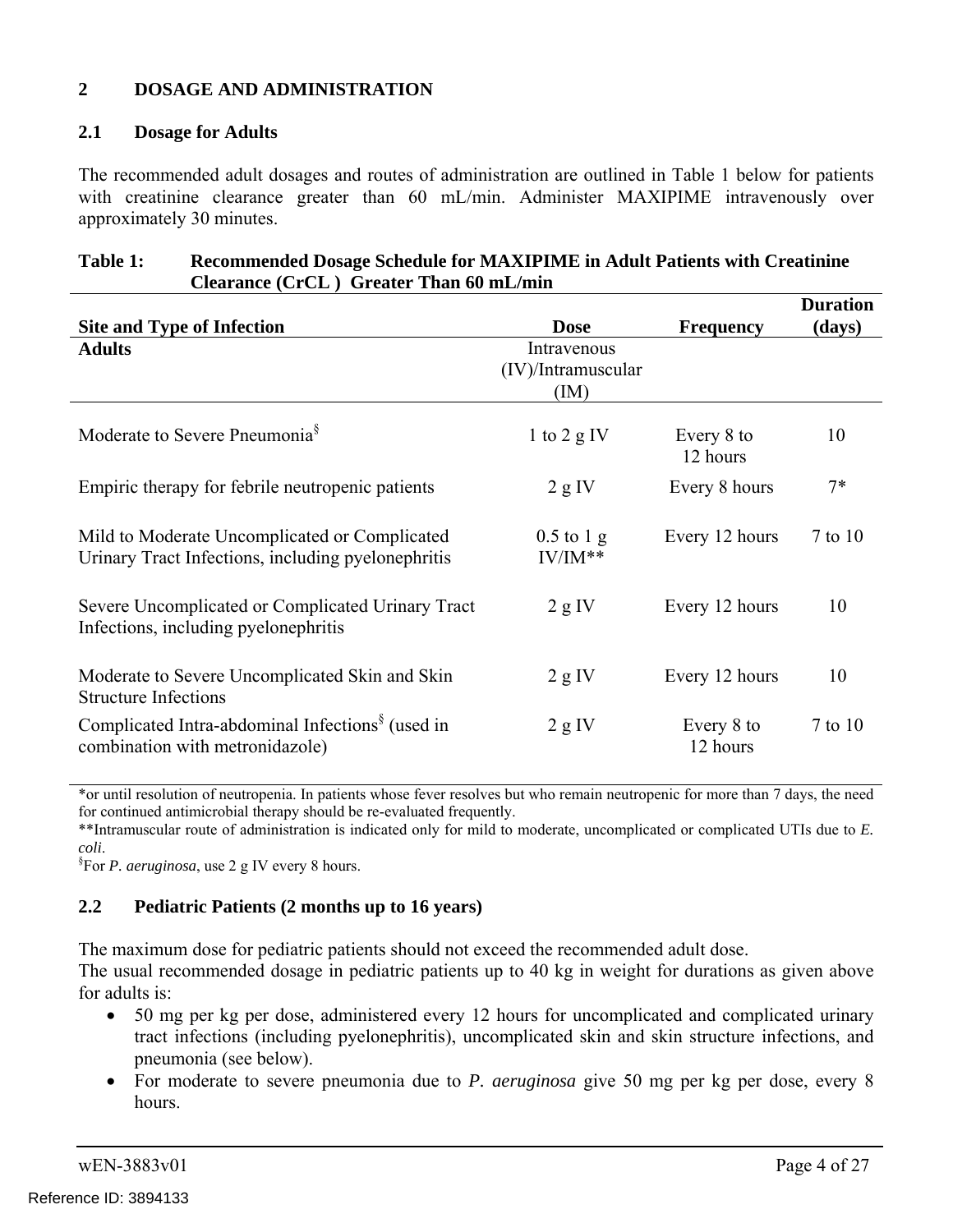## 2 DOSAGE AND ADMINISTRATION

### 2.1 Dosage for Adults

The recommended adult dosages and routes of administration are outlined in Table 1 below for patients with creatinine clearance greater than 60 mL/min. Administer MAXIPIME intravenously over approximately 30 minutes.

**Table 1: Recommended Dosage Schedule for MAXIPIME in Adult Patients with Creatinine Clearance (CrCL ) Greater Than 60 mL/min**

| Site and Type of Infection | Dose | Frequency | Duration (days) |
|---|---|---|---|
| **Adults** | Intravenous (IV)/Intramuscular (IM) | | |
| Moderate to Severe Pneumonia§ | 1 to 2 g IV | Every 8 to 12 hours | 10 |
| Empiric therapy for febrile neutropenic patients | 2 g IV | Every 8 hours | 7* |
| Mild to Moderate Uncomplicated or Complicated Urinary Tract Infections, including pyelonephritis | 0.5 to 1 g IV/IM** | Every 12 hours | 7 to 10 |
| Severe Uncomplicated or Complicated Urinary Tract Infections, including pyelonephritis | 2 g IV | Every 12 hours | 10 |
| Moderate to Severe Uncomplicated Skin and Skin Structure Infections | 2 g IV | Every 12 hours | 10 |
| Complicated Intra-abdominal Infections§ (used in combination with metronidazole) | 2 g IV | Every 8 to 12 hours | 7 to 10 |

*or until resolution of neutropenia. In patients whose fever resolves but who remain neutropenic for more than 7 days, the need for continued antimicrobial therapy should be re-evaluated frequently.
**Intramuscular route of administration is indicated only for mild to moderate, uncomplicated or complicated UTIs due to *E. coli*.
§For *P. aeruginosa*, use 2 g IV every 8 hours.

### 2.2 Pediatric Patients (2 months up to 16 years)

The maximum dose for pediatric patients should not exceed the recommended adult dose.
The usual recommended dosage in pediatric patients up to 40 kg in weight for durations as given above for adults is:

- 50 mg per kg per dose, administered every 12 hours for uncomplicated and complicated urinary tract infections (including pyelonephritis), uncomplicated skin and skin structure infections, and pneumonia (see below).
- For moderate to severe pneumonia due to ***P. aeruginosa*** give 50 mg per kg per dose, every 8 hours.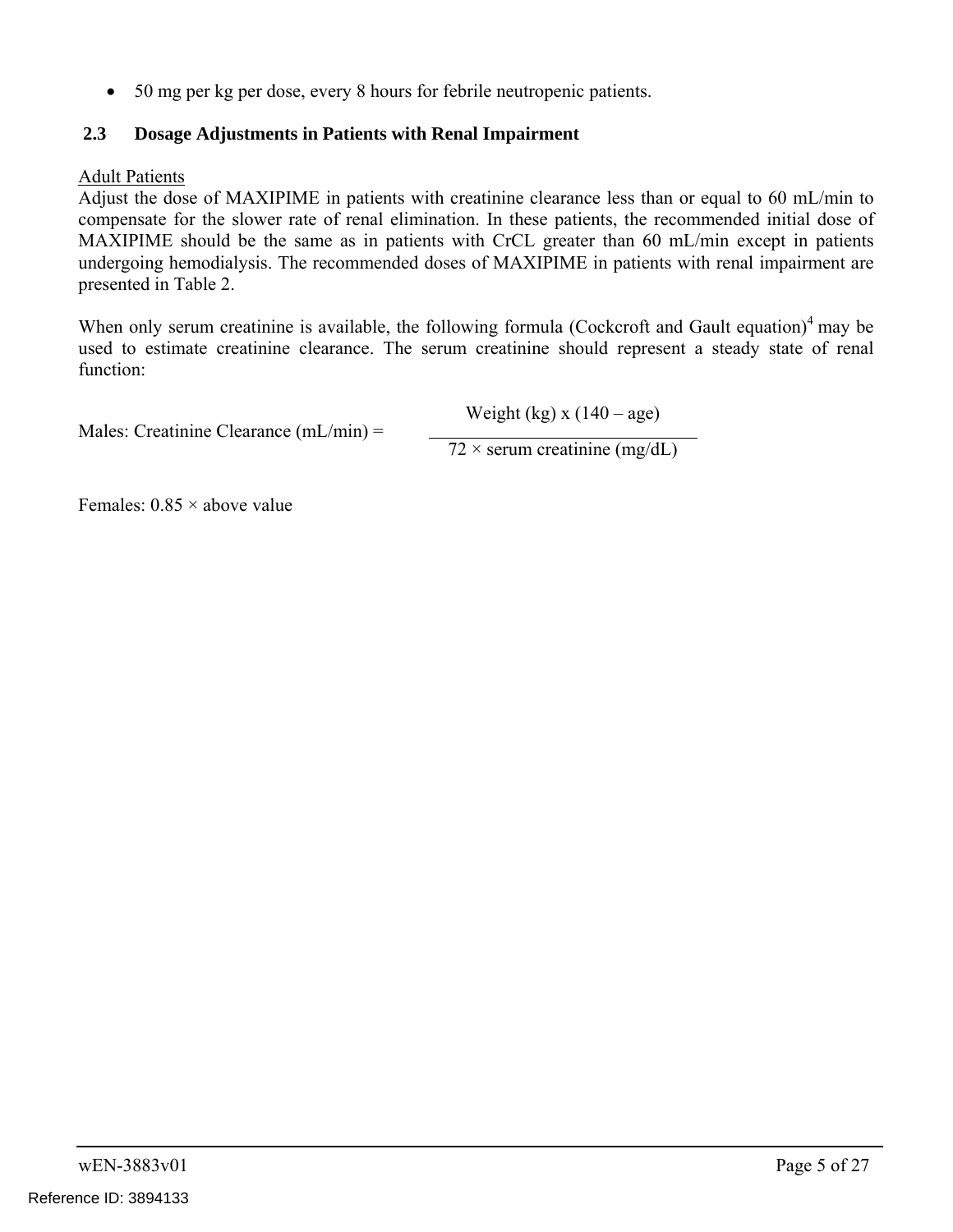- 50 mg per kg per dose, every 8 hours for febrile neutropenic patients.

## 2.3 Dosage Adjustments in Patients with Renal Impairment

Adult Patients

Adjust the dose of MAXIPIME in patients with creatinine clearance less than or equal to 60 mL/min to compensate for the slower rate of renal elimination. In these patients, the recommended initial dose of MAXIPIME should be the same as in patients with CrCL greater than 60 mL/min except in patients undergoing hemodialysis. The recommended doses of MAXIPIME in patients with renal impairment are presented in Table 2.

When only serum creatinine is available, the following formula (Cockcroft and Gault equation)[4] may be used to estimate creatinine clearance. The serum creatinine should represent a steady state of renal function:

$$\text{Males: Creatinine Clearance (mL/min)} = \frac{\text{Weight (kg)} \times (140 - \text{age})}{72 \times \text{serum creatinine (mg/dL)}}$$

Females: 0.85 × above value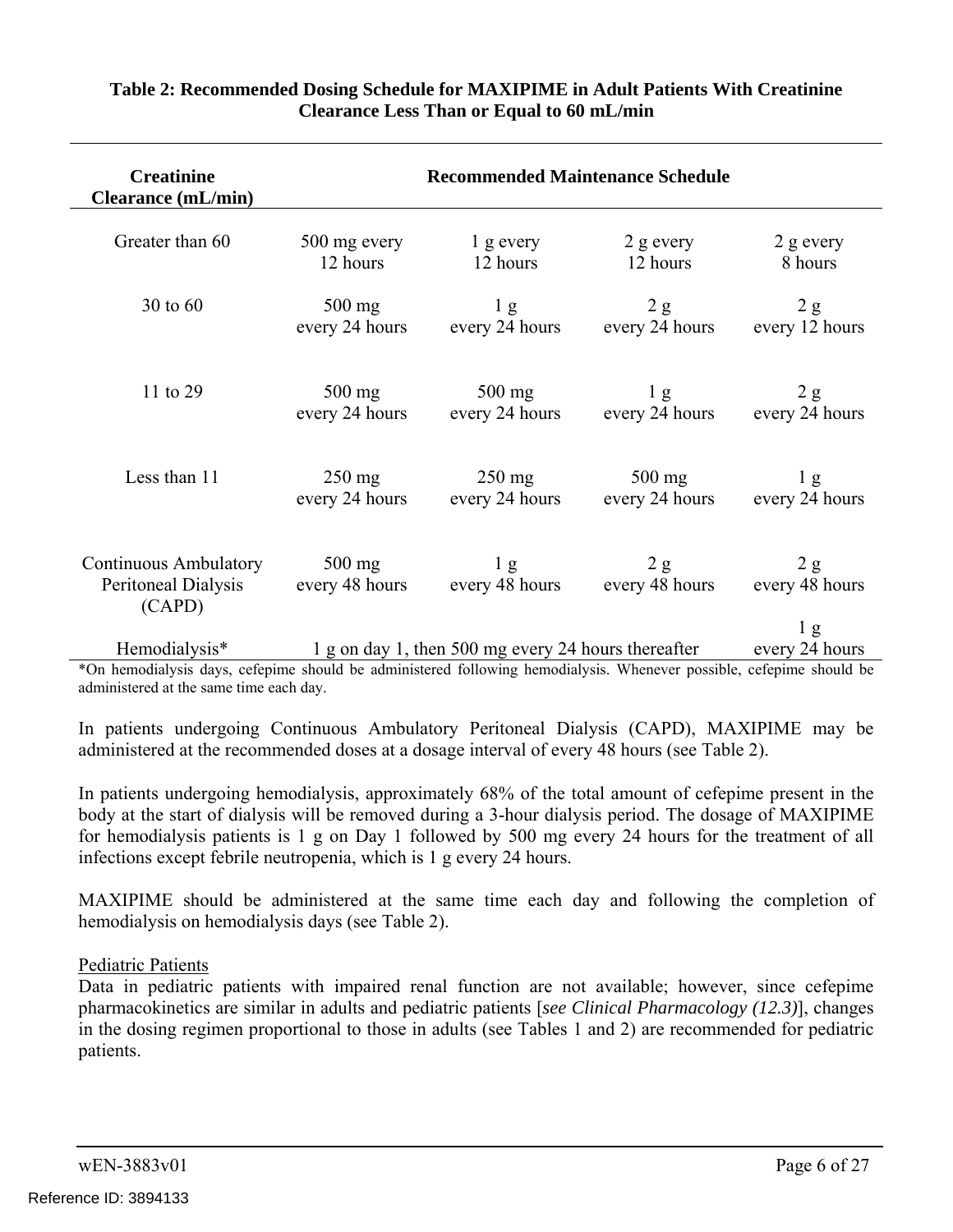**Table 2: Recommended Dosing Schedule for MAXIPIME in Adult Patients With Creatinine Clearance Less Than or Equal to 60 mL/min**

| Creatinine Clearance (mL/min) | Recommended Maintenance Schedule | | | |
|---|---|---|---|---|
| Greater than 60 | 500 mg every 12 hours | 1 g every 12 hours | 2 g every 12 hours | 2 g every 8 hours |
| 30 to 60 | 500 mg every 24 hours | 1 g every 24 hours | 2 g every 24 hours | 2 g every 12 hours |
| 11 to 29 | 500 mg every 24 hours | 500 mg every 24 hours | 1 g every 24 hours | 2 g every 24 hours |
| Less than 11 | 250 mg every 24 hours | 250 mg every 24 hours | 500 mg every 24 hours | 1 g every 24 hours |
| Continuous Ambulatory Peritoneal Dialysis (CAPD) | 500 mg every 48 hours | 1 g every 48 hours | 2 g every 48 hours | 2 g every 48 hours |
| Hemodialysis* | 1 g on day 1, then 500 mg every 24 hours thereafter | | | 1 g every 24 hours |

*On hemodialysis days, cefepime should be administered following hemodialysis. Whenever possible, cefepime should be administered at the same time each day.

In patients undergoing Continuous Ambulatory Peritoneal Dialysis (CAPD), MAXIPIME may be administered at the recommended doses at a dosage interval of every 48 hours (see Table 2).

In patients undergoing hemodialysis, approximately 68% of the total amount of cefepime present in the body at the start of dialysis will be removed during a 3-hour dialysis period. The dosage of MAXIPIME for hemodialysis patients is 1 g on Day 1 followed by 500 mg every 24 hours for the treatment of all infections except febrile neutropenia, which is 1 g every 24 hours.

MAXIPIME should be administered at the same time each day and following the completion of hemodialysis on hemodialysis days (see Table 2).

Pediatric Patients

Data in pediatric patients with impaired renal function are not available; however, since cefepime pharmacokinetics are similar in adults and pediatric patients [*see Clinical Pharmacology (12.3)*], changes in the dosing regimen proportional to those in adults (see Tables 1 and 2) are recommended for pediatric patients.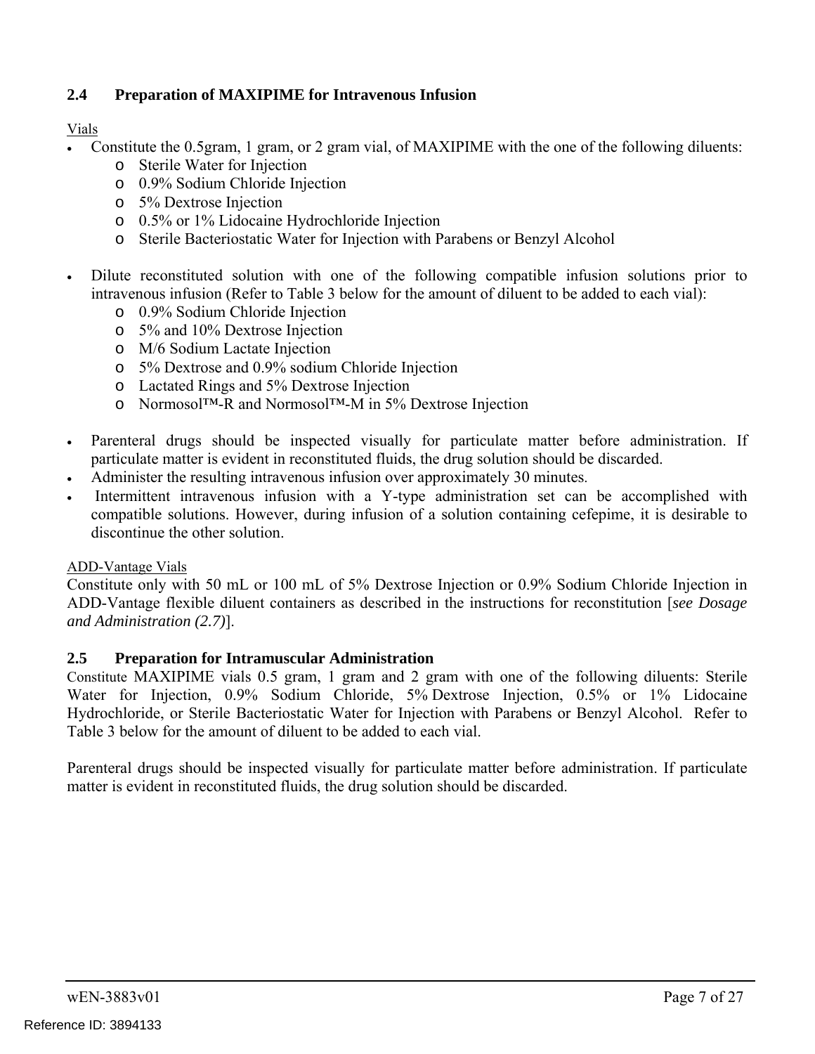## 2.4 Preparation of MAXIPIME for Intravenous Infusion

Vials

- Constitute the 0.5gram, 1 gram, or 2 gram vial, of MAXIPIME with the one of the following diluents:
  - Sterile Water for Injection
  - 0.9% Sodium Chloride Injection
  - 5% Dextrose Injection
  - 0.5% or 1% Lidocaine Hydrochloride Injection
  - Sterile Bacteriostatic Water for Injection with Parabens or Benzyl Alcohol

- Dilute reconstituted solution with one of the following compatible infusion solutions prior to intravenous infusion (Refer to Table 3 below for the amount of diluent to be added to each vial):
  - 0.9% Sodium Chloride Injection
  - 5% and 10% Dextrose Injection
  - M/6 Sodium Lactate Injection
  - 5% Dextrose and 0.9% sodium Chloride Injection
  - Lactated Rings and 5% Dextrose Injection
  - Normosol™-R and Normosol™-M in 5% Dextrose Injection

- Parenteral drugs should be inspected visually for particulate matter before administration. If particulate matter is evident in reconstituted fluids, the drug solution should be discarded.
- Administer the resulting intravenous infusion over approximately 30 minutes.
- Intermittent intravenous infusion with a Y-type administration set can be accomplished with compatible solutions. However, during infusion of a solution containing cefepime, it is desirable to discontinue the other solution.

ADD-Vantage Vials

Constitute only with 50 mL or 100 mL of 5% Dextrose Injection or 0.9% Sodium Chloride Injection in ADD-Vantage flexible diluent containers as described in the instructions for reconstitution [*see Dosage and Administration (2.7)*].

## 2.5 Preparation for Intramuscular Administration

Constitute MAXIPIME vials 0.5 gram, 1 gram and 2 gram with one of the following diluents: Sterile Water for Injection, 0.9% Sodium Chloride, 5% Dextrose Injection, 0.5% or 1% Lidocaine Hydrochloride, or Sterile Bacteriostatic Water for Injection with Parabens or Benzyl Alcohol. Refer to Table 3 below for the amount of diluent to be added to each vial.

Parenteral drugs should be inspected visually for particulate matter before administration. If particulate matter is evident in reconstituted fluids, the drug solution should be discarded.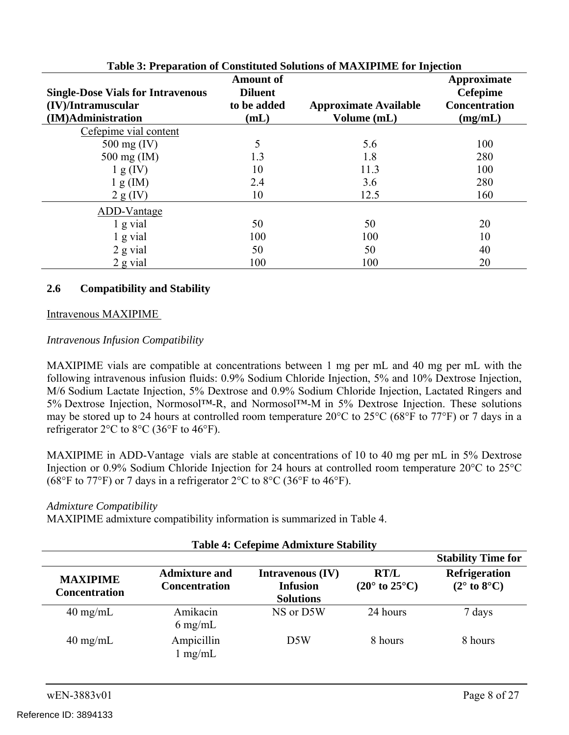**Table 3: Preparation of Constituted Solutions of MAXIPIME for Injection**

| Single-Dose Vials for Intravenous (IV)/Intramuscular (IM)Administration | Amount of Diluent to be added (mL) | Approximate Available Volume (mL) | Approximate Cefepime Concentration (mg/mL) |
|---|---|---|---|
| Cefepime vial content | | | |
| 500 mg (IV) | 5 | 5.6 | 100 |
| 500 mg (IM) | 1.3 | 1.8 | 280 |
| 1 g (IV) | 10 | 11.3 | 100 |
| 1 g (IM) | 2.4 | 3.6 | 280 |
| 2 g (IV) | 10 | 12.5 | 160 |
| ADD-Vantage | | | |
| 1 g vial | 50 | 50 | 20 |
| 1 g vial | 100 | 100 | 10 |
| 2 g vial | 50 | 50 | 40 |
| 2 g vial | 100 | 100 | 20 |

### 2.6 Compatibility and Stability

Intravenous MAXIPIME

*Intravenous Infusion Compatibility*

MAXIPIME vials are compatible at concentrations between 1 mg per mL and 40 mg per mL with the following intravenous infusion fluids: 0.9% Sodium Chloride Injection, 5% and 10% Dextrose Injection, M/6 Sodium Lactate Injection, 5% Dextrose and 0.9% Sodium Chloride Injection, Lactated Ringers and 5% Dextrose Injection, Normosol™-R, and Normosol™-M in 5% Dextrose Injection. These solutions may be stored up to 24 hours at controlled room temperature 20°C to 25°C (68°F to 77°F) or 7 days in a refrigerator 2°C to 8°C (36°F to 46°F).

MAXIPIME in ADD-Vantage vials are stable at concentrations of 10 to 40 mg per mL in 5% Dextrose Injection or 0.9% Sodium Chloride Injection for 24 hours at controlled room temperature 20°C to 25°C (68°F to 77°F) or 7 days in a refrigerator 2°C to 8°C (36°F to 46°F).

*Admixture Compatibility*

MAXIPIME admixture compatibility information is summarized in Table 4.

**Table 4: Cefepime Admixture Stability**

| | | | Stability Time for | |
|---|---|---|---|---|
| MAXIPIME Concentration | Admixture and Concentration | Intravenous (IV) Infusion Solutions | RT/L (20° to 25°C) | Refrigeration (2° to 8°C) |
| 40 mg/mL | Amikacin 6 mg/mL | NS or D5W | 24 hours | 7 days |
| 40 mg/mL | Ampicillin 1 mg/mL | D5W | 8 hours | 8 hours |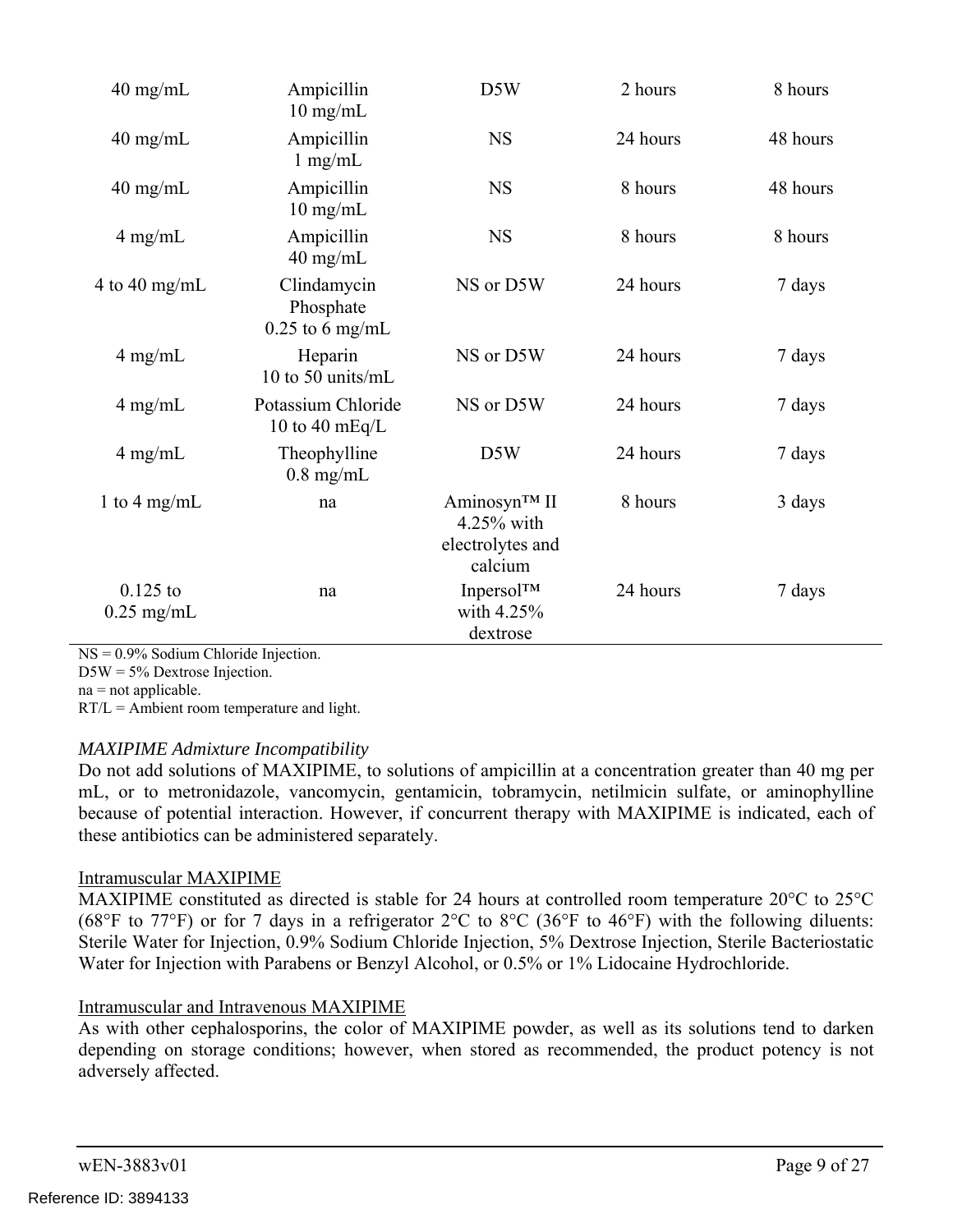| | | | | |
|---|---|---|---|---|
| 40 mg/mL | Ampicillin 10 mg/mL | D5W | 2 hours | 8 hours |
| 40 mg/mL | Ampicillin 1 mg/mL | NS | 24 hours | 48 hours |
| 40 mg/mL | Ampicillin 10 mg/mL | NS | 8 hours | 48 hours |
| 4 mg/mL | Ampicillin 40 mg/mL | NS | 8 hours | 8 hours |
| 4 to 40 mg/mL | Clindamycin Phosphate 0.25 to 6 mg/mL | NS or D5W | 24 hours | 7 days |
| 4 mg/mL | Heparin 10 to 50 units/mL | NS or D5W | 24 hours | 7 days |
| 4 mg/mL | Potassium Chloride 10 to 40 mEq/L | NS or D5W | 24 hours | 7 days |
| 4 mg/mL | Theophylline 0.8 mg/mL | D5W | 24 hours | 7 days |
| 1 to 4 mg/mL | na | Aminosyn™ II 4.25% with electrolytes and calcium | 8 hours | 3 days |
| 0.125 to 0.25 mg/mL | na | Inpersol™ with 4.25% dextrose | 24 hours | 7 days |

NS = 0.9% Sodium Chloride Injection.
D5W = 5% Dextrose Injection.
na = not applicable.
RT/L = Ambient room temperature and light.

*MAXIPIME Admixture Incompatibility*

Do not add solutions of MAXIPIME, to solutions of ampicillin at a concentration greater than 40 mg per mL, or to metronidazole, vancomycin, gentamicin, tobramycin, netilmicin sulfate, or aminophylline because of potential interaction. However, if concurrent therapy with MAXIPIME is indicated, each of these antibiotics can be administered separately.

Intramuscular MAXIPIME

MAXIPIME constituted as directed is stable for 24 hours at controlled room temperature 20°C to 25°C (68°F to 77°F) or for 7 days in a refrigerator 2°C to 8°C (36°F to 46°F) with the following diluents: Sterile Water for Injection, 0.9% Sodium Chloride Injection, 5% Dextrose Injection, Sterile Bacteriostatic Water for Injection with Parabens or Benzyl Alcohol, or 0.5% or 1% Lidocaine Hydrochloride.

Intramuscular and Intravenous MAXIPIME

As with other cephalosporins, the color of MAXIPIME powder, as well as its solutions tend to darken depending on storage conditions; however, when stored as recommended, the product potency is not adversely affected.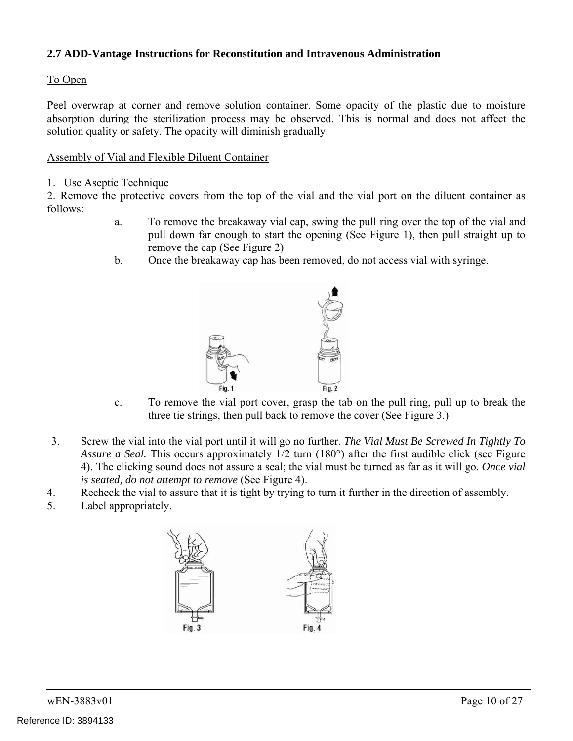## 2.7 ADD-Vantage Instructions for Reconstitution and Intravenous Administration

To Open

Peel overwrap at corner and remove solution container. Some opacity of the plastic due to moisture absorption during the sterilization process may be observed. This is normal and does not affect the solution quality or safety. The opacity will diminish gradually.

Assembly of Vial and Flexible Diluent Container

1. Use Aseptic Technique
2. Remove the protective covers from the top of the vial and the vial port on the diluent container as follows:
   a. To remove the breakaway vial cap, swing the pull ring over the top of the vial and pull down far enough to start the opening (See Figure 1), then pull straight up to remove the cap (See Figure 2)
   b. Once the breakaway cap has been removed, do not access vial with syringe.

   Fig. 1 Fig. 2

   c. To remove the vial port cover, grasp the tab on the pull ring, pull up to break the three tie strings, then pull back to remove the cover (See Figure 3.)

3. Screw the vial into the vial port until it will go no further. *The Vial Must Be Screwed In Tightly To Assure a Seal.* This occurs approximately 1/2 turn (180°) after the first audible click (see Figure 4). The clicking sound does not assure a seal; the vial must be turned as far as it will go. *Once vial is seated, do not attempt to remove* (See Figure 4).
4. Recheck the vial to assure that it is tight by trying to turn it further in the direction of assembly.
5. Label appropriately.

Fig. 3 Fig. 4

Reference ID: 3894133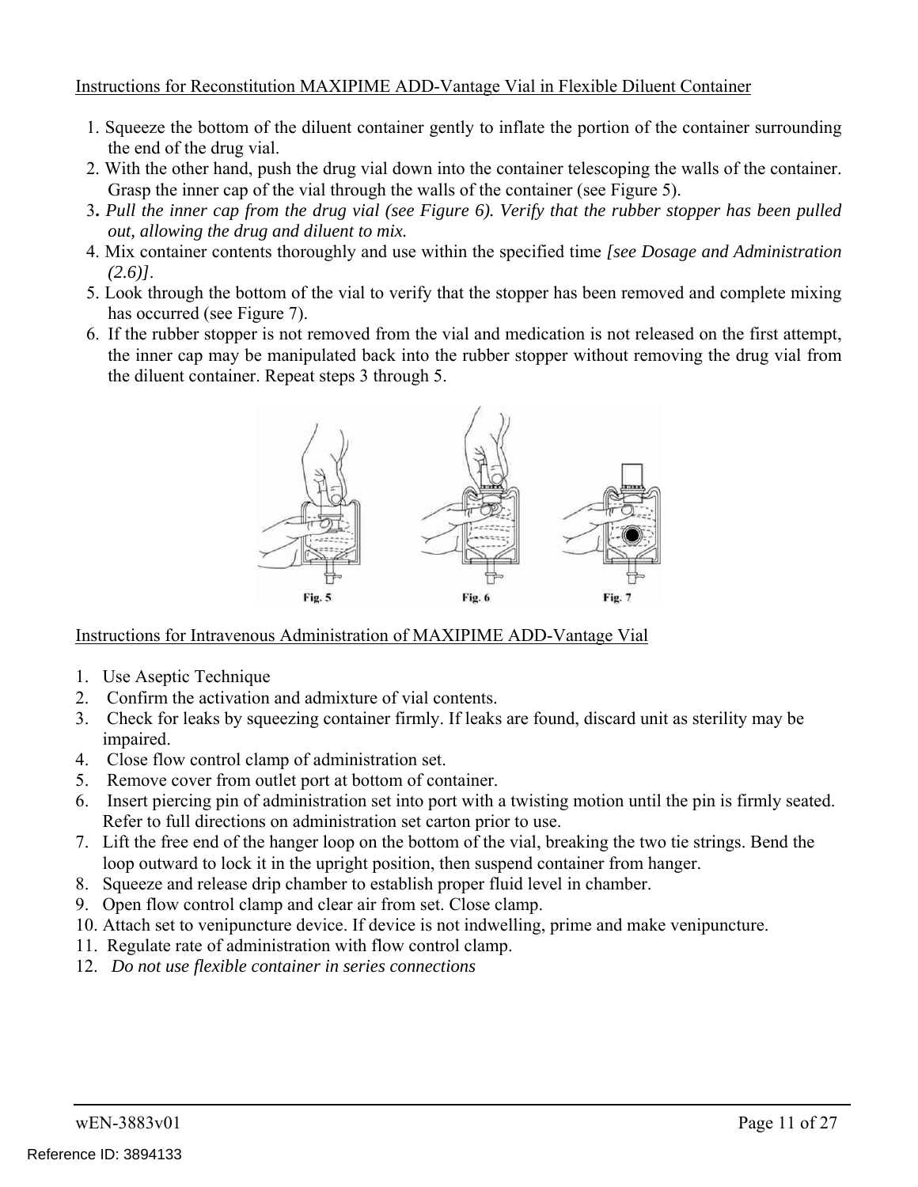Instructions for Reconstitution MAXIPIME ADD-Vantage Vial in Flexible Diluent Container

1. Squeeze the bottom of the diluent container gently to inflate the portion of the container surrounding the end of the drug vial.
2. With the other hand, push the drug vial down into the container telescoping the walls of the container. Grasp the inner cap of the vial through the walls of the container (see Figure 5).
3. *Pull the inner cap from the drug vial (see Figure 6). Verify that the rubber stopper has been pulled out, allowing the drug and diluent to mix.*
4. Mix container contents thoroughly and use within the specified time *[see Dosage and Administration (2.6)]*.
5. Look through the bottom of the vial to verify that the stopper has been removed and complete mixing has occurred (see Figure 7).
6. If the rubber stopper is not removed from the vial and medication is not released on the first attempt, the inner cap may be manipulated back into the rubber stopper without removing the drug vial from the diluent container. Repeat steps 3 through 5.

Fig. 5 Fig. 6 Fig. 7

Instructions for Intravenous Administration of MAXIPIME ADD-Vantage Vial

1. Use Aseptic Technique
2. Confirm the activation and admixture of vial contents.
3. Check for leaks by squeezing container firmly. If leaks are found, discard unit as sterility may be impaired.
4. Close flow control clamp of administration set.
5. Remove cover from outlet port at bottom of container.
6. Insert piercing pin of administration set into port with a twisting motion until the pin is firmly seated. Refer to full directions on administration set carton prior to use.
7. Lift the free end of the hanger loop on the bottom of the vial, breaking the two tie strings. Bend the loop outward to lock it in the upright position, then suspend container from hanger.
8. Squeeze and release drip chamber to establish proper fluid level in chamber.
9. Open flow control clamp and clear air from set. Close clamp.
10. Attach set to venipuncture device. If device is not indwelling, prime and make venipuncture.
11. Regulate rate of administration with flow control clamp.
12. *Do not use flexible container in series connections*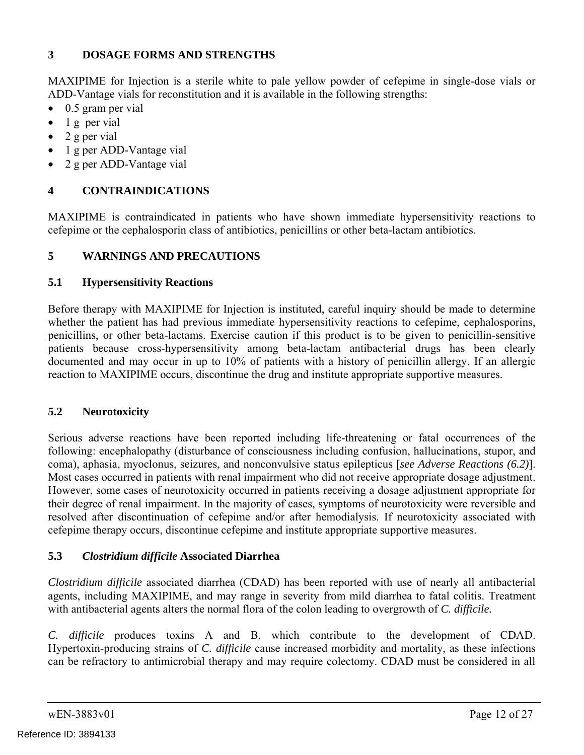## 3 DOSAGE FORMS AND STRENGTHS

MAXIPIME for Injection is a sterile white to pale yellow powder of cefepime in single-dose vials or ADD-Vantage vials for reconstitution and it is available in the following strengths:

- 0.5 gram per vial
- 1 g per vial
- 2 g per vial
- 1 g per ADD-Vantage vial
- 2 g per ADD-Vantage vial

## 4 CONTRAINDICATIONS

MAXIPIME is contraindicated in patients who have shown immediate hypersensitivity reactions to cefepime or the cephalosporin class of antibiotics, penicillins or other beta-lactam antibiotics.

## 5 WARNINGS AND PRECAUTIONS

### 5.1 Hypersensitivity Reactions

Before therapy with MAXIPIME for Injection is instituted, careful inquiry should be made to determine whether the patient has had previous immediate hypersensitivity reactions to cefepime, cephalosporins, penicillins, or other beta-lactams. Exercise caution if this product is to be given to penicillin-sensitive patients because cross-hypersensitivity among beta-lactam antibacterial drugs has been clearly documented and may occur in up to 10% of patients with a history of penicillin allergy. If an allergic reaction to MAXIPIME occurs, discontinue the drug and institute appropriate supportive measures.

### 5.2 Neurotoxicity

Serious adverse reactions have been reported including life-threatening or fatal occurrences of the following: encephalopathy (disturbance of consciousness including confusion, hallucinations, stupor, and coma), aphasia, myoclonus, seizures, and nonconvulsive status epilepticus [*see Adverse Reactions (6.2)*]. Most cases occurred in patients with renal impairment who did not receive appropriate dosage adjustment. However, some cases of neurotoxicity occurred in patients receiving a dosage adjustment appropriate for their degree of renal impairment. In the majority of cases, symptoms of neurotoxicity were reversible and resolved after discontinuation of cefepime and/or after hemodialysis. If neurotoxicity associated with cefepime therapy occurs, discontinue cefepime and institute appropriate supportive measures.

### 5.3 *Clostridium difficile* Associated Diarrhea

*Clostridium difficile* associated diarrhea (CDAD) has been reported with use of nearly all antibacterial agents, including MAXIPIME, and may range in severity from mild diarrhea to fatal colitis. Treatment with antibacterial agents alters the normal flora of the colon leading to overgrowth of *C. difficile.*

*C. difficile* produces toxins A and B, which contribute to the development of CDAD. Hypertoxin-producing strains of *C. difficile* cause increased morbidity and mortality, as these infections can be refractory to antimicrobial therapy and may require colectomy. CDAD must be considered in all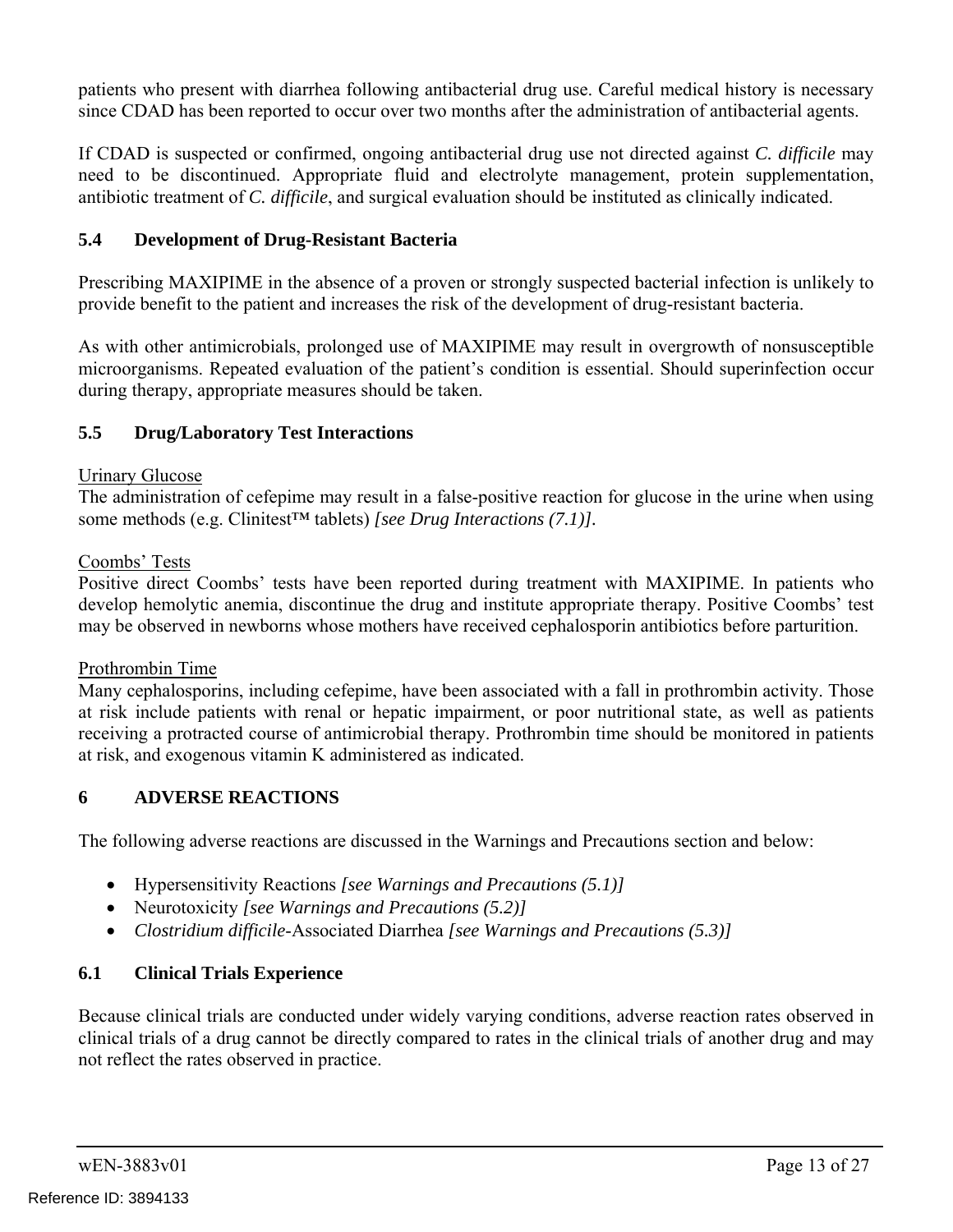patients who present with diarrhea following antibacterial drug use. Careful medical history is necessary since CDAD has been reported to occur over two months after the administration of antibacterial agents.

If CDAD is suspected or confirmed, ongoing antibacterial drug use not directed against *C. difficile* may need to be discontinued. Appropriate fluid and electrolyte management, protein supplementation, antibiotic treatment of *C. difficile*, and surgical evaluation should be instituted as clinically indicated.

### 5.4 Development of Drug-Resistant Bacteria

Prescribing MAXIPIME in the absence of a proven or strongly suspected bacterial infection is unlikely to provide benefit to the patient and increases the risk of the development of drug-resistant bacteria.

As with other antimicrobials, prolonged use of MAXIPIME may result in overgrowth of nonsusceptible microorganisms. Repeated evaluation of the patient's condition is essential. Should superinfection occur during therapy, appropriate measures should be taken.

### 5.5 Drug/Laboratory Test Interactions

<u>Urinary Glucose</u>
The administration of cefepime may result in a false-positive reaction for glucose in the urine when using some methods (e.g. Clinitest™ tablets) *[see Drug Interactions (7.1)]*.

<u>Coombs' Tests</u>
Positive direct Coombs' tests have been reported during treatment with MAXIPIME. In patients who develop hemolytic anemia, discontinue the drug and institute appropriate therapy. Positive Coombs' test may be observed in newborns whose mothers have received cephalosporin antibiotics before parturition.

<u>Prothrombin Time</u>
Many cephalosporins, including cefepime, have been associated with a fall in prothrombin activity. Those at risk include patients with renal or hepatic impairment, or poor nutritional state, as well as patients receiving a protracted course of antimicrobial therapy. Prothrombin time should be monitored in patients at risk, and exogenous vitamin K administered as indicated.

## 6 ADVERSE REACTIONS

The following adverse reactions are discussed in the Warnings and Precautions section and below:

- Hypersensitivity Reactions *[see Warnings and Precautions (5.1)]*
- Neurotoxicity *[see Warnings and Precautions (5.2)]*
- *Clostridium difficile*-Associated Diarrhea *[see Warnings and Precautions (5.3)]*

### 6.1 Clinical Trials Experience

Because clinical trials are conducted under widely varying conditions, adverse reaction rates observed in clinical trials of a drug cannot be directly compared to rates in the clinical trials of another drug and may not reflect the rates observed in practice.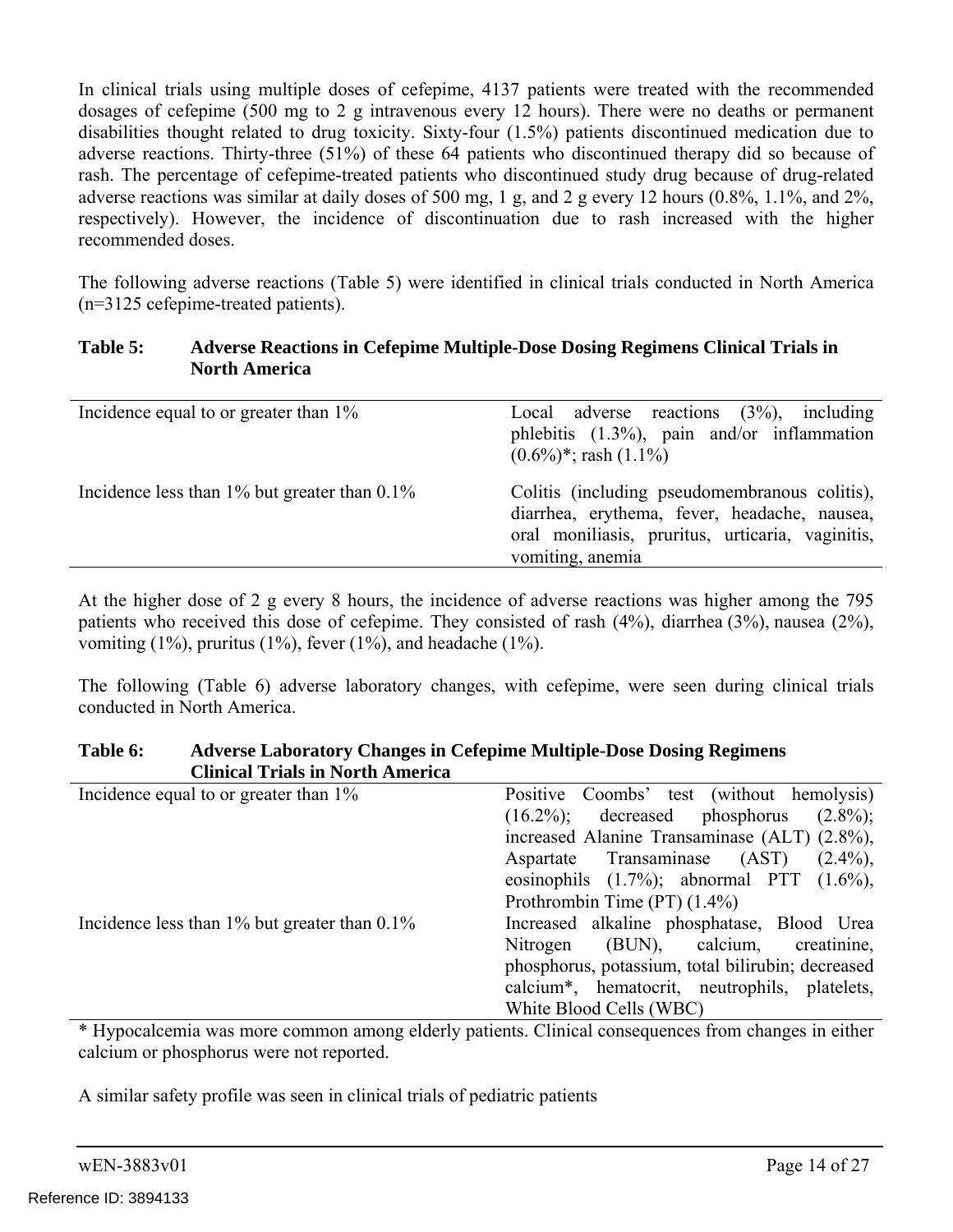In clinical trials using multiple doses of cefepime, 4137 patients were treated with the recommended dosages of cefepime (500 mg to 2 g intravenous every 12 hours). There were no deaths or permanent disabilities thought related to drug toxicity. Sixty-four (1.5%) patients discontinued medication due to adverse reactions. Thirty-three (51%) of these 64 patients who discontinued therapy did so because of rash. The percentage of cefepime-treated patients who discontinued study drug because of drug-related adverse reactions was similar at daily doses of 500 mg, 1 g, and 2 g every 12 hours (0.8%, 1.1%, and 2%, respectively). However, the incidence of discontinuation due to rash increased with the higher recommended doses.

The following adverse reactions (Table 5) were identified in clinical trials conducted in North America (n=3125 cefepime-treated patients).

**Table 5: Adverse Reactions in Cefepime Multiple-Dose Dosing Regimens Clinical Trials in North America**

| | |
|---|---|
| Incidence equal to or greater than 1% | Local adverse reactions (3%), including phlebitis (1.3%), pain and/or inflammation (0.6%)*; rash (1.1%) |
| Incidence less than 1% but greater than 0.1% | Colitis (including pseudomembranous colitis), diarrhea, erythema, fever, headache, nausea, oral moniliasis, pruritus, urticaria, vaginitis, vomiting, anemia |

At the higher dose of 2 g every 8 hours, the incidence of adverse reactions was higher among the 795 patients who received this dose of cefepime. They consisted of rash (4%), diarrhea (3%), nausea (2%), vomiting (1%), pruritus (1%), fever (1%), and headache (1%).

The following (Table 6) adverse laboratory changes, with cefepime, were seen during clinical trials conducted in North America.

**Table 6: Adverse Laboratory Changes in Cefepime Multiple-Dose Dosing Regimens Clinical Trials in North America**

| | |
|---|---|
| Incidence equal to or greater than 1% | Positive Coombs' test (without hemolysis) (16.2%); decreased phosphorus (2.8%); increased Alanine Transaminase (ALT) (2.8%), Aspartate Transaminase (AST) (2.4%), eosinophils (1.7%); abnormal PTT (1.6%), Prothrombin Time (PT) (1.4%) |
| Incidence less than 1% but greater than 0.1% | Increased alkaline phosphatase, Blood Urea Nitrogen (BUN), calcium, creatinine, phosphorus, potassium, total bilirubin; decreased calcium*, hematocrit, neutrophils, platelets, White Blood Cells (WBC) |

* Hypocalcemia was more common among elderly patients. Clinical consequences from changes in either calcium or phosphorus were not reported.

A similar safety profile was seen in clinical trials of pediatric patients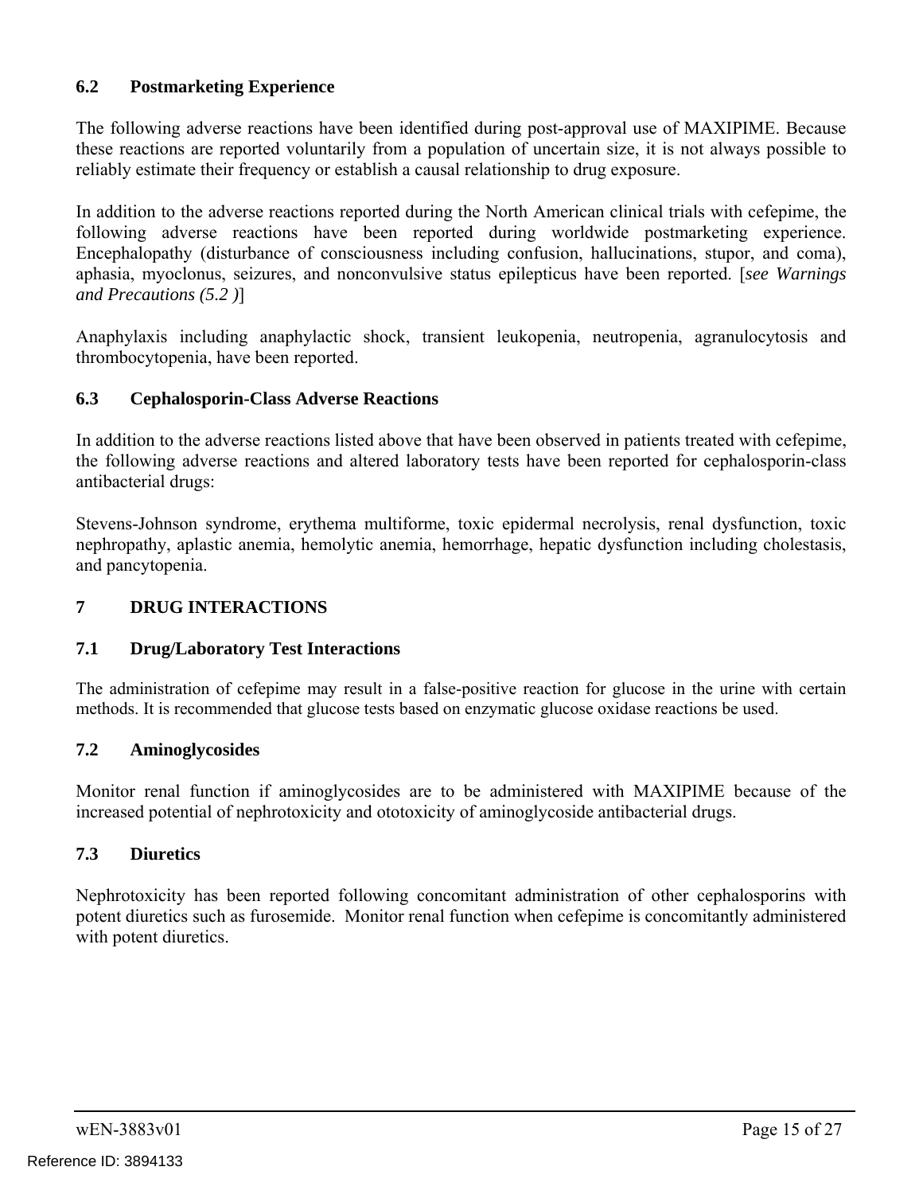### 6.2 Postmarketing Experience

The following adverse reactions have been identified during post-approval use of MAXIPIME. Because these reactions are reported voluntarily from a population of uncertain size, it is not always possible to reliably estimate their frequency or establish a causal relationship to drug exposure.

In addition to the adverse reactions reported during the North American clinical trials with cefepime, the following adverse reactions have been reported during worldwide postmarketing experience. Encephalopathy (disturbance of consciousness including confusion, hallucinations, stupor, and coma), aphasia, myoclonus, seizures, and nonconvulsive status epilepticus have been reported. [*see Warnings and Precautions (5.2 )*]

Anaphylaxis including anaphylactic shock, transient leukopenia, neutropenia, agranulocytosis and thrombocytopenia, have been reported.

### 6.3 Cephalosporin-Class Adverse Reactions

In addition to the adverse reactions listed above that have been observed in patients treated with cefepime, the following adverse reactions and altered laboratory tests have been reported for cephalosporin-class antibacterial drugs:

Stevens-Johnson syndrome, erythema multiforme, toxic epidermal necrolysis, renal dysfunction, toxic nephropathy, aplastic anemia, hemolytic anemia, hemorrhage, hepatic dysfunction including cholestasis, and pancytopenia.

## 7 DRUG INTERACTIONS

### 7.1 Drug/Laboratory Test Interactions

The administration of cefepime may result in a false-positive reaction for glucose in the urine with certain methods. It is recommended that glucose tests based on enzymatic glucose oxidase reactions be used.

### 7.2 Aminoglycosides

Monitor renal function if aminoglycosides are to be administered with MAXIPIME because of the increased potential of nephrotoxicity and ototoxicity of aminoglycoside antibacterial drugs.

### 7.3 Diuretics

Nephrotoxicity has been reported following concomitant administration of other cephalosporins with potent diuretics such as furosemide. Monitor renal function when cefepime is concomitantly administered with potent diuretics.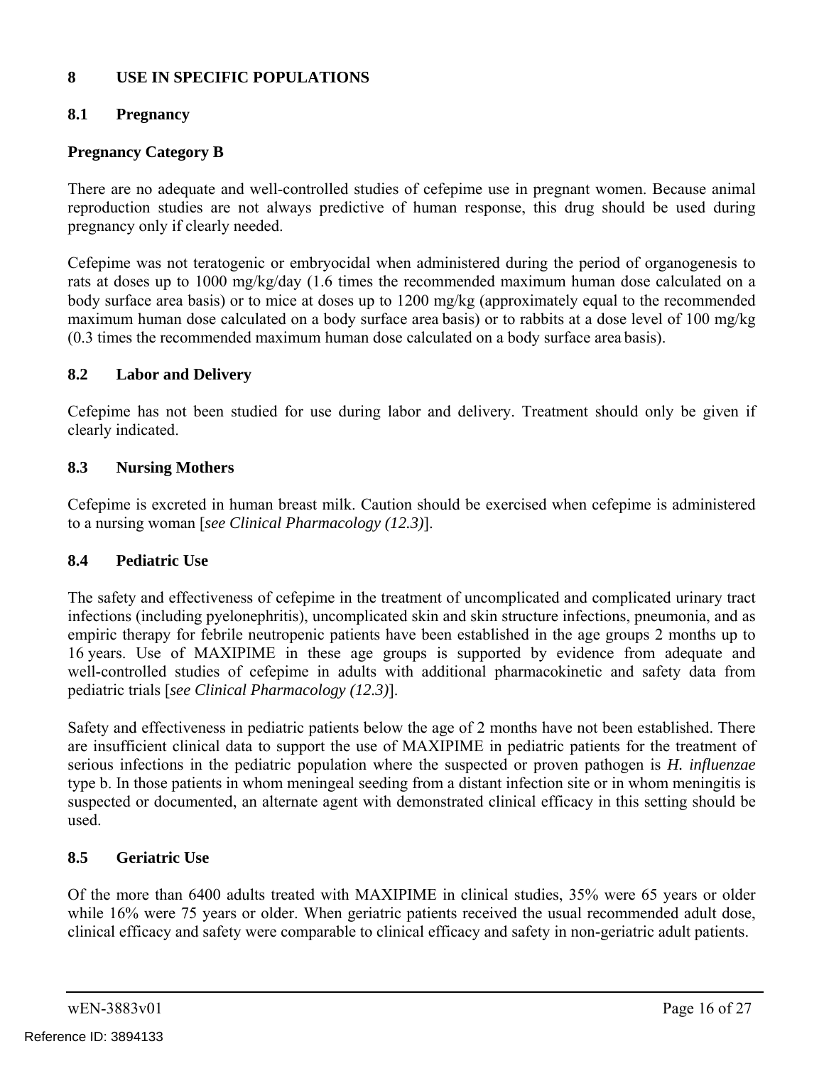# 8 USE IN SPECIFIC POPULATIONS

## 8.1 Pregnancy

**Pregnancy Category B**

There are no adequate and well-controlled studies of cefepime use in pregnant women. Because animal reproduction studies are not always predictive of human response, this drug should be used during pregnancy only if clearly needed.

Cefepime was not teratogenic or embryocidal when administered during the period of organogenesis to rats at doses up to 1000 mg/kg/day (1.6 times the recommended maximum human dose calculated on a body surface area basis) or to mice at doses up to 1200 mg/kg (approximately equal to the recommended maximum human dose calculated on a body surface area basis) or to rabbits at a dose level of 100 mg/kg (0.3 times the recommended maximum human dose calculated on a body surface area basis).

## 8.2 Labor and Delivery

Cefepime has not been studied for use during labor and delivery. Treatment should only be given if clearly indicated.

## 8.3 Nursing Mothers

Cefepime is excreted in human breast milk. Caution should be exercised when cefepime is administered to a nursing woman [*see Clinical Pharmacology (12.3)*].

## 8.4 Pediatric Use

The safety and effectiveness of cefepime in the treatment of uncomplicated and complicated urinary tract infections (including pyelonephritis), uncomplicated skin and skin structure infections, pneumonia, and as empiric therapy for febrile neutropenic patients have been established in the age groups 2 months up to 16 years. Use of MAXIPIME in these age groups is supported by evidence from adequate and well-controlled studies of cefepime in adults with additional pharmacokinetic and safety data from pediatric trials [*see Clinical Pharmacology (12.3)*].

Safety and effectiveness in pediatric patients below the age of 2 months have not been established. There are insufficient clinical data to support the use of MAXIPIME in pediatric patients for the treatment of serious infections in the pediatric population where the suspected or proven pathogen is ***H. influenzae*** type b. In those patients in whom meningeal seeding from a distant infection site or in whom meningitis is suspected or documented, an alternate agent with demonstrated clinical efficacy in this setting should be used.

## 8.5 Geriatric Use

Of the more than 6400 adults treated with MAXIPIME in clinical studies, 35% were 65 years or older while 16% were 75 years or older. When geriatric patients received the usual recommended adult dose, clinical efficacy and safety were comparable to clinical efficacy and safety in non-geriatric adult patients.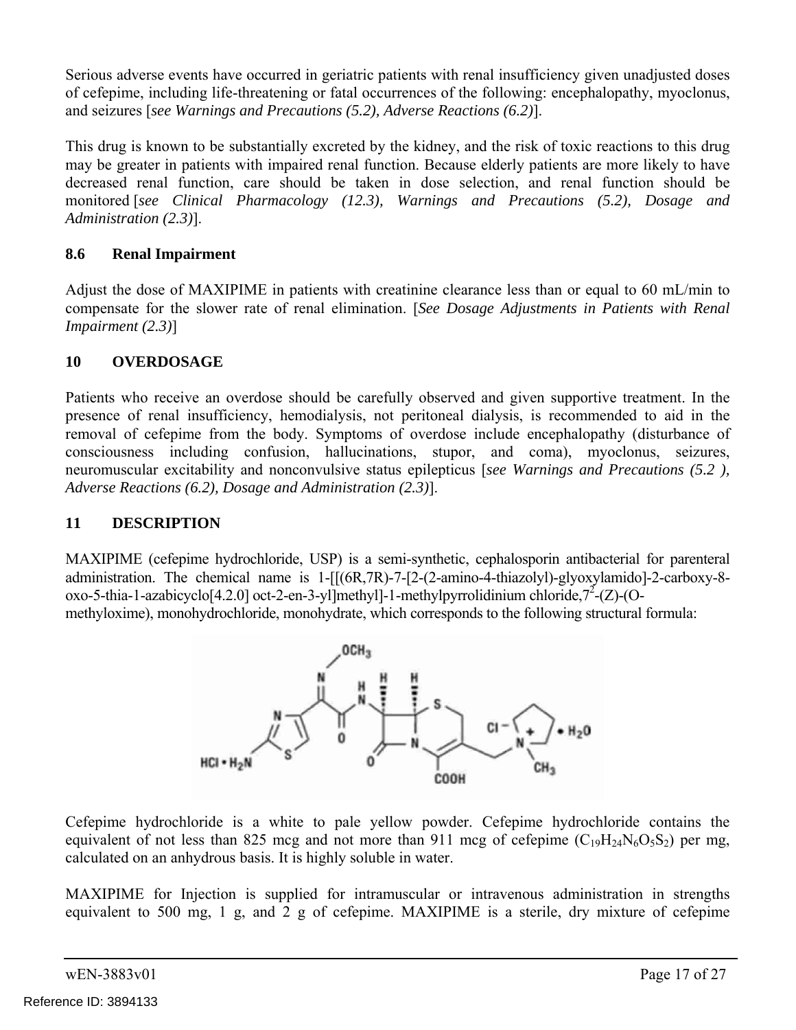Serious adverse events have occurred in geriatric patients with renal insufficiency given unadjusted doses of cefepime, including life-threatening or fatal occurrences of the following: encephalopathy, myoclonus, and seizures [*see Warnings and Precautions (5.2), Adverse Reactions (6.2)*].

This drug is known to be substantially excreted by the kidney, and the risk of toxic reactions to this drug may be greater in patients with impaired renal function. Because elderly patients are more likely to have decreased renal function, care should be taken in dose selection, and renal function should be monitored [*see Clinical Pharmacology (12.3), Warnings and Precautions (5.2), Dosage and Administration (2.3)*].

### 8.6 Renal Impairment

Adjust the dose of MAXIPIME in patients with creatinine clearance less than or equal to 60 mL/min to compensate for the slower rate of renal elimination. [*See Dosage Adjustments in Patients with Renal Impairment (2.3)*]

## 10 OVERDOSAGE

Patients who receive an overdose should be carefully observed and given supportive treatment. In the presence of renal insufficiency, hemodialysis, not peritoneal dialysis, is recommended to aid in the removal of cefepime from the body. Symptoms of overdose include encephalopathy (disturbance of consciousness including confusion, hallucinations, stupor, and coma), myoclonus, seizures, neuromuscular excitability and nonconvulsive status epilepticus [*see Warnings and Precautions (5.2 ), Adverse Reactions (6.2), Dosage and Administration (2.3)*].

## 11 DESCRIPTION

MAXIPIME (cefepime hydrochloride, USP) is a semi-synthetic, cephalosporin antibacterial for parenteral administration. The chemical name is 1-[[(6R,7R)-7-[2-(2-amino-4-thiazolyl)-glyoxylamido]-2-carboxy-8-oxo-5-thia-1-azabicyclo[4.2.0] oct-2-en-3-yl]methyl]-1-methylpyrrolidinium chloride,$7^2$-(Z)-(O-methyloxime), monohydrochloride, monohydrate, which corresponds to the following structural formula:

Cefepime hydrochloride is a white to pale yellow powder. Cefepime hydrochloride contains the equivalent of not less than 825 mcg and not more than 911 mcg of cefepime ($C_{19}H_{24}N_6O_5S_2$) per mg, calculated on an anhydrous basis. It is highly soluble in water.

MAXIPIME for Injection is supplied for intramuscular or intravenous administration in strengths equivalent to 500 mg, 1 g, and 2 g of cefepime. MAXIPIME is a sterile, dry mixture of cefepime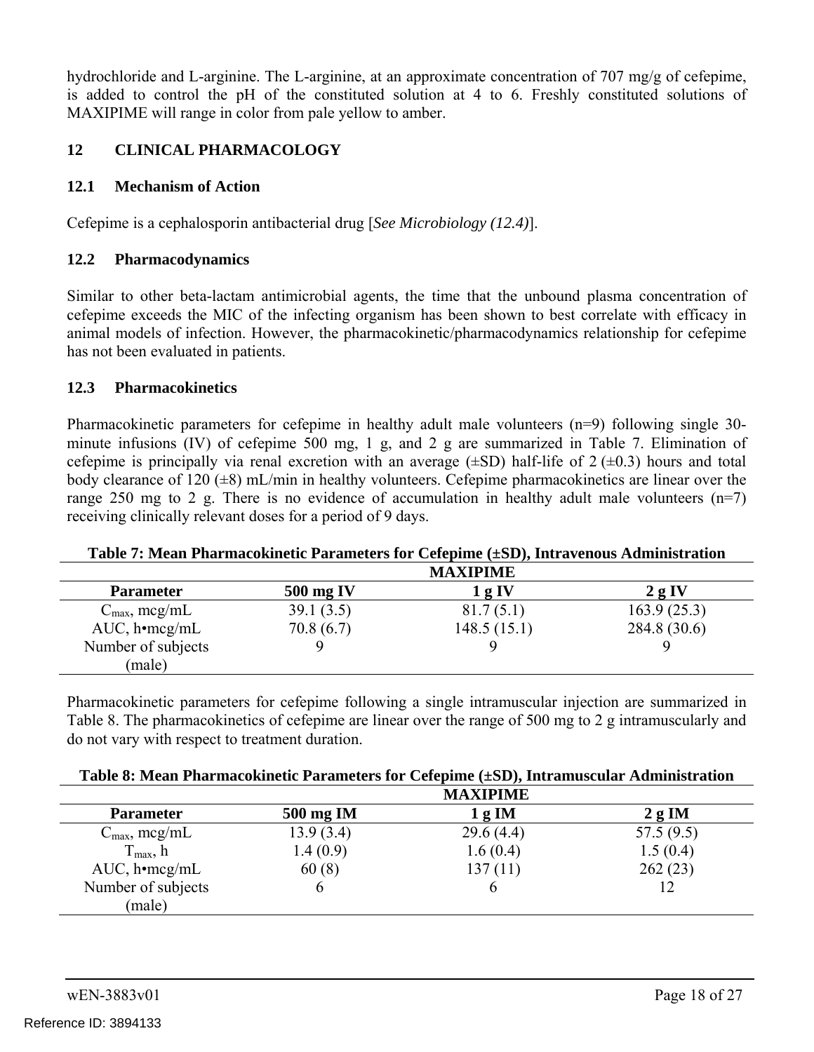hydrochloride and L-arginine. The L-arginine, at an approximate concentration of 707 mg/g of cefepime, is added to control the pH of the constituted solution at 4 to 6. Freshly constituted solutions of MAXIPIME will range in color from pale yellow to amber.

## 12 CLINICAL PHARMACOLOGY

### 12.1 Mechanism of Action

Cefepime is a cephalosporin antibacterial drug [*See Microbiology (12.4)*].

### 12.2 Pharmacodynamics

Similar to other beta-lactam antimicrobial agents, the time that the unbound plasma concentration of cefepime exceeds the MIC of the infecting organism has been shown to best correlate with efficacy in animal models of infection. However, the pharmacokinetic/pharmacodynamics relationship for cefepime has not been evaluated in patients.

### 12.3 Pharmacokinetics

Pharmacokinetic parameters for cefepime in healthy adult male volunteers (n=9) following single 30-minute infusions (IV) of cefepime 500 mg, 1 g, and 2 g are summarized in Table 7. Elimination of cefepime is principally via renal excretion with an average (±SD) half-life of 2 (±0.3) hours and total body clearance of 120 (±8) mL/min in healthy volunteers. Cefepime pharmacokinetics are linear over the range 250 mg to 2 g. There is no evidence of accumulation in healthy adult male volunteers (n=7) receiving clinically relevant doses for a period of 9 days.

**Table 7: Mean Pharmacokinetic Parameters for Cefepime (±SD), Intravenous Administration**

| | MAXIPIME | | |
|---|---|---|---|
| **Parameter** | **500 mg IV** | **1 g IV** | **2 g IV** |
| $C_{max}$, mcg/mL | 39.1 (3.5) | 81.7 (5.1) | 163.9 (25.3) |
| AUC, h•mcg/mL | 70.8 (6.7) | 148.5 (15.1) | 284.8 (30.6) |
| Number of subjects (male) | 9 | 9 | 9 |

Pharmacokinetic parameters for cefepime following a single intramuscular injection are summarized in Table 8. The pharmacokinetics of cefepime are linear over the range of 500 mg to 2 g intramuscularly and do not vary with respect to treatment duration.

**Table 8: Mean Pharmacokinetic Parameters for Cefepime (±SD), Intramuscular Administration**

| | MAXIPIME | | |
|---|---|---|---|
| **Parameter** | **500 mg IM** | **1 g IM** | **2 g IM** |
| $C_{max}$, mcg/mL | 13.9 (3.4) | 29.6 (4.4) | 57.5 (9.5) |
| $T_{max}$, h | 1.4 (0.9) | 1.6 (0.4) | 1.5 (0.4) |
| AUC, h•mcg/mL | 60 (8) | 137 (11) | 262 (23) |
| Number of subjects (male) | 6 | 6 | 12 |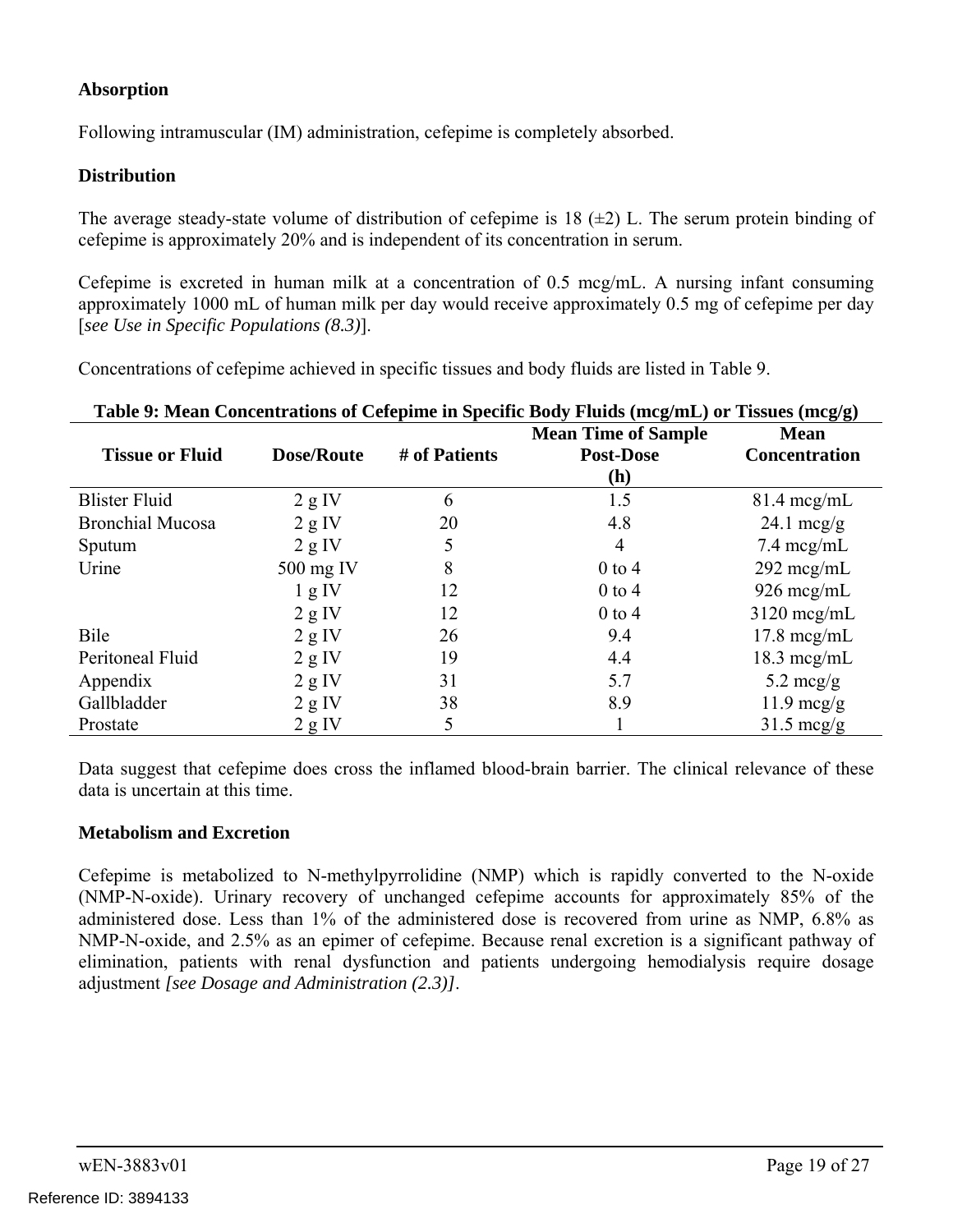**Absorption**

Following intramuscular (IM) administration, cefepime is completely absorbed.

**Distribution**

The average steady-state volume of distribution of cefepime is 18 (±2) L. The serum protein binding of cefepime is approximately 20% and is independent of its concentration in serum.

Cefepime is excreted in human milk at a concentration of 0.5 mcg/mL. A nursing infant consuming approximately 1000 mL of human milk per day would receive approximately 0.5 mg of cefepime per day [*see Use in Specific Populations (8.3)*].

Concentrations of cefepime achieved in specific tissues and body fluids are listed in Table 9.

**Table 9: Mean Concentrations of Cefepime in Specific Body Fluids (mcg/mL) or Tissues (mcg/g)**

| Tissue or Fluid | Dose/Route | # of Patients | Mean Time of Sample Post-Dose (h) | Mean Concentration |
|---|---|---|---|---|
| Blister Fluid | 2 g IV | 6 | 1.5 | 81.4 mcg/mL |
| Bronchial Mucosa | 2 g IV | 20 | 4.8 | 24.1 mcg/g |
| Sputum | 2 g IV | 5 | 4 | 7.4 mcg/mL |
| Urine | 500 mg IV | 8 | 0 to 4 | 292 mcg/mL |
| | 1 g IV | 12 | 0 to 4 | 926 mcg/mL |
| | 2 g IV | 12 | 0 to 4 | 3120 mcg/mL |
| Bile | 2 g IV | 26 | 9.4 | 17.8 mcg/mL |
| Peritoneal Fluid | 2 g IV | 19 | 4.4 | 18.3 mcg/mL |
| Appendix | 2 g IV | 31 | 5.7 | 5.2 mcg/g |
| Gallbladder | 2 g IV | 38 | 8.9 | 11.9 mcg/g |
| Prostate | 2 g IV | 5 | 1 | 31.5 mcg/g |

Data suggest that cefepime does cross the inflamed blood-brain barrier. The clinical relevance of these data is uncertain at this time.

**Metabolism and Excretion**

Cefepime is metabolized to N-methylpyrrolidine (NMP) which is rapidly converted to the N-oxide (NMP-N-oxide). Urinary recovery of unchanged cefepime accounts for approximately 85% of the administered dose. Less than 1% of the administered dose is recovered from urine as NMP, 6.8% as NMP-N-oxide, and 2.5% as an epimer of cefepime. Because renal excretion is a significant pathway of elimination, patients with renal dysfunction and patients undergoing hemodialysis require dosage adjustment *[see Dosage and Administration (2.3)]*.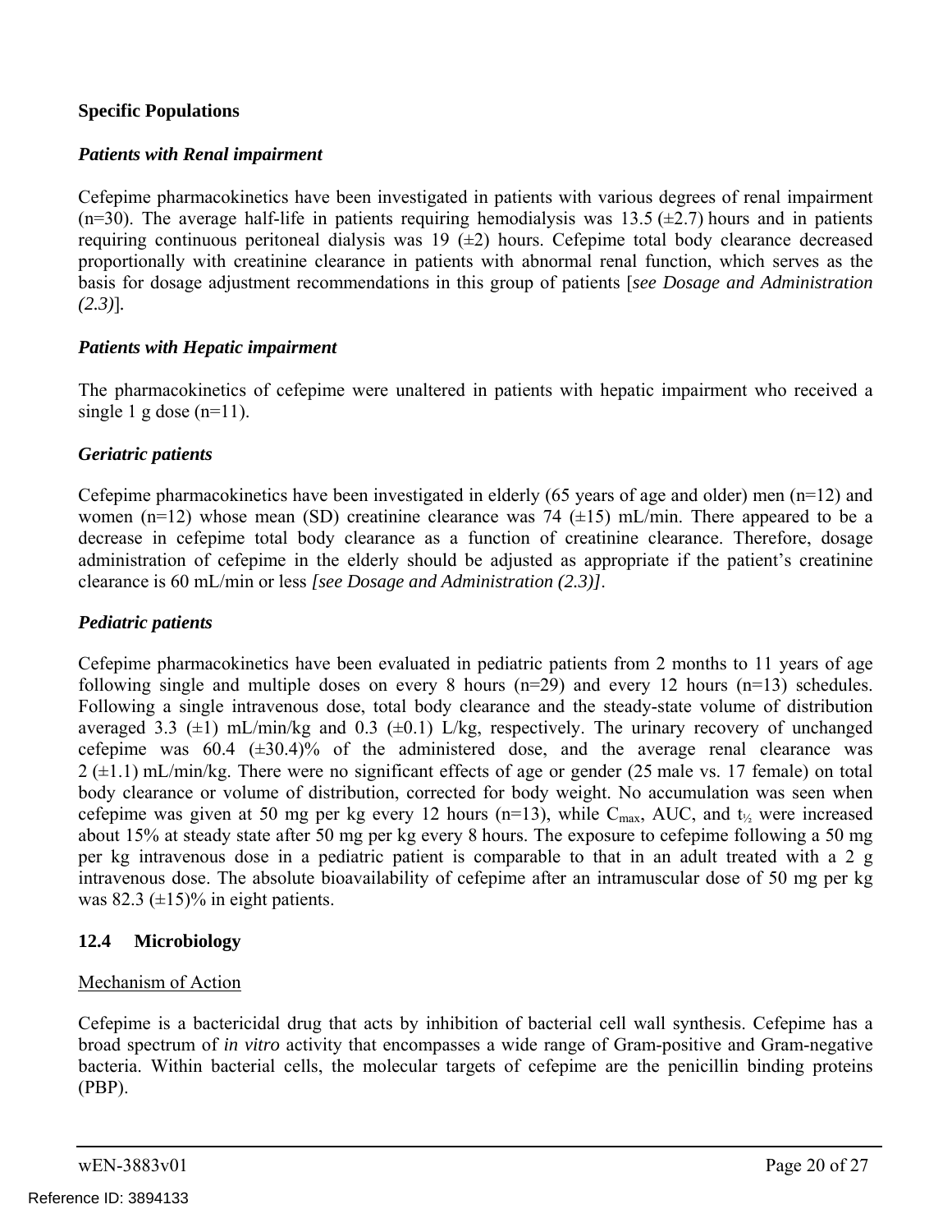**Specific Populations**

***Patients with Renal impairment***

Cefepime pharmacokinetics have been investigated in patients with various degrees of renal impairment (n=30). The average half-life in patients requiring hemodialysis was 13.5 (±2.7) hours and in patients requiring continuous peritoneal dialysis was 19 (±2) hours. Cefepime total body clearance decreased proportionally with creatinine clearance in patients with abnormal renal function, which serves as the basis for dosage adjustment recommendations in this group of patients [*see Dosage and Administration (2.3)*].

***Patients with Hepatic impairment***

The pharmacokinetics of cefepime were unaltered in patients with hepatic impairment who received a single 1 g dose (n=11).

***Geriatric patients***

Cefepime pharmacokinetics have been investigated in elderly (65 years of age and older) men (n=12) and women (n=12) whose mean (SD) creatinine clearance was 74 (±15) mL/min. There appeared to be a decrease in cefepime total body clearance as a function of creatinine clearance. Therefore, dosage administration of cefepime in the elderly should be adjusted as appropriate if the patient's creatinine clearance is 60 mL/min or less *[see Dosage and Administration (2.3)]*.

***Pediatric patients***

Cefepime pharmacokinetics have been evaluated in pediatric patients from 2 months to 11 years of age following single and multiple doses on every 8 hours (n=29) and every 12 hours (n=13) schedules. Following a single intravenous dose, total body clearance and the steady-state volume of distribution averaged 3.3 (±1) mL/min/kg and 0.3 (±0.1) L/kg, respectively. The urinary recovery of unchanged cefepime was 60.4 (±30.4)% of the administered dose, and the average renal clearance was 2 (±1.1) mL/min/kg. There were no significant effects of age or gender (25 male vs. 17 female) on total body clearance or volume of distribution, corrected for body weight. No accumulation was seen when cefepime was given at 50 mg per kg every 12 hours (n=13), while $C_{max}$, AUC, and $t_{½}$ were increased about 15% at steady state after 50 mg per kg every 8 hours. The exposure to cefepime following a 50 mg per kg intravenous dose in a pediatric patient is comparable to that in an adult treated with a 2 g intravenous dose. The absolute bioavailability of cefepime after an intramuscular dose of 50 mg per kg was 82.3 (±15)% in eight patients.

### 12.4 Microbiology

Mechanism of Action

Cefepime is a bactericidal drug that acts by inhibition of bacterial cell wall synthesis. Cefepime has a broad spectrum of *in vitro* activity that encompasses a wide range of Gram-positive and Gram-negative bacteria. Within bacterial cells, the molecular targets of cefepime are the penicillin binding proteins (PBP).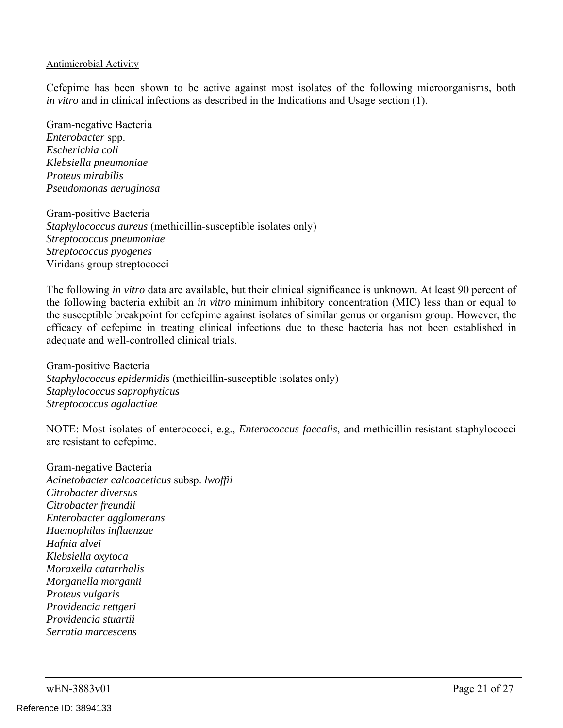Antimicrobial Activity

Cefepime has been shown to be active against most isolates of the following microorganisms, both *in vitro* and in clinical infections as described in the Indications and Usage section (1).

Gram-negative Bacteria
*Enterobacter* spp.
*Escherichia coli*
*Klebsiella pneumoniae*
*Proteus mirabilis*
*Pseudomonas aeruginosa*

Gram-positive Bacteria
*Staphylococcus aureus* (methicillin-susceptible isolates only)
*Streptococcus pneumoniae*
*Streptococcus pyogenes*
Viridans group streptococci

The following *in vitro* data are available, but their clinical significance is unknown. At least 90 percent of the following bacteria exhibit an *in vitro* minimum inhibitory concentration (MIC) less than or equal to the susceptible breakpoint for cefepime against isolates of similar genus or organism group. However, the efficacy of cefepime in treating clinical infections due to these bacteria has not been established in adequate and well-controlled clinical trials.

Gram-positive Bacteria
*Staphylococcus epidermidis* (methicillin-susceptible isolates only)
*Staphylococcus saprophyticus*
*Streptococcus agalactiae*

NOTE: Most isolates of enterococci, e.g., *Enterococcus faecalis*, and methicillin-resistant staphylococci are resistant to cefepime.

Gram-negative Bacteria
*Acinetobacter calcoaceticus* subsp. *lwoffii*
*Citrobacter diversus*
*Citrobacter freundii*
*Enterobacter agglomerans*
*Haemophilus influenzae*
*Hafnia alvei*
*Klebsiella oxytoca*
*Moraxella catarrhalis*
*Morganella morganii*
*Proteus vulgaris*
*Providencia rettgeri*
*Providencia stuartii*
*Serratia marcescens*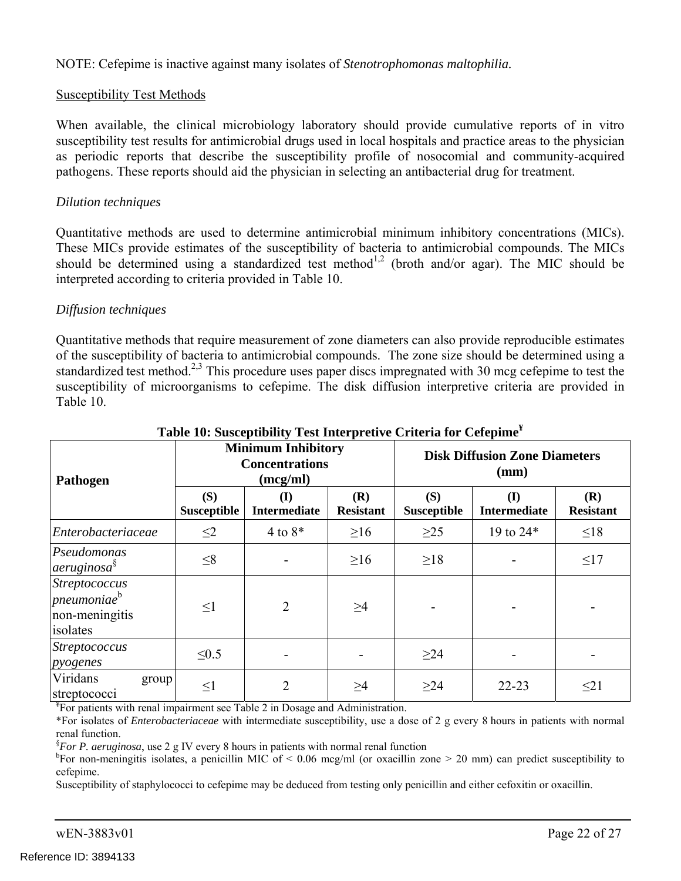NOTE: Cefepime is inactive against many isolates of *Stenotrophomonas maltophilia.*

Susceptibility Test Methods

When available, the clinical microbiology laboratory should provide cumulative reports of in vitro susceptibility test results for antimicrobial drugs used in local hospitals and practice areas to the physician as periodic reports that describe the susceptibility profile of nosocomial and community-acquired pathogens. These reports should aid the physician in selecting an antibacterial drug for treatment.

*Dilution techniques*

Quantitative methods are used to determine antimicrobial minimum inhibitory concentrations (MICs). These MICs provide estimates of the susceptibility of bacteria to antimicrobial compounds. The MICs should be determined using a standardized test method[1,2] (broth and/or agar). The MIC should be interpreted according to criteria provided in Table 10.

*Diffusion techniques*

Quantitative methods that require measurement of zone diameters can also provide reproducible estimates of the susceptibility of bacteria to antimicrobial compounds. The zone size should be determined using a standardized test method.[2,3] This procedure uses paper discs impregnated with 30 mcg cefepime to test the susceptibility of microorganisms to cefepime. The disk diffusion interpretive criteria are provided in Table 10.

**Table 10: Susceptibility Test Interpretive Criteria for Cefepime[¥]**

| Pathogen | Minimum Inhibitory Concentrations (mcg/ml) | | | Disk Diffusion Zone Diameters (mm) | | |
|---|---|---|---|---|---|---|
| | (S) Susceptible | (I) Intermediate | (R) Resistant | (S) Susceptible | (I) Intermediate | (R) Resistant |
| *Enterobacteriaceae* | ≤2 | 4 to 8* | ≥16 | ≥25 | 19 to 24* | ≤18 |
| *Pseudomonas aeruginosa*[§] | ≤8 | - | ≥16 | ≥18 | - | ≤17 |
| *Streptococcus pneumoniae*[b] non-meningitis isolates | ≤1 | 2 | ≥4 | - | - | - |
| *Streptococcus pyogenes* | ≤0.5 | - | - | ≥24 | - | - |
| Viridans group streptococci | ≤1 | 2 | ≥4 | ≥24 | 22-23 | ≤21 |

[¥]For patients with renal impairment see Table 2 in Dosage and Administration.

*For isolates of *Enterobacteriaceae* with intermediate susceptibility, use a dose of 2 g every 8 hours in patients with normal renal function.

[§]*For P. aeruginosa*, use 2 g IV every 8 hours in patients with normal renal function

[b]For non-meningitis isolates, a penicillin MIC of < 0.06 mcg/ml (or oxacillin zone > 20 mm) can predict susceptibility to cefepime.

Susceptibility of staphylococci to cefepime may be deduced from testing only penicillin and either cefoxitin or oxacillin.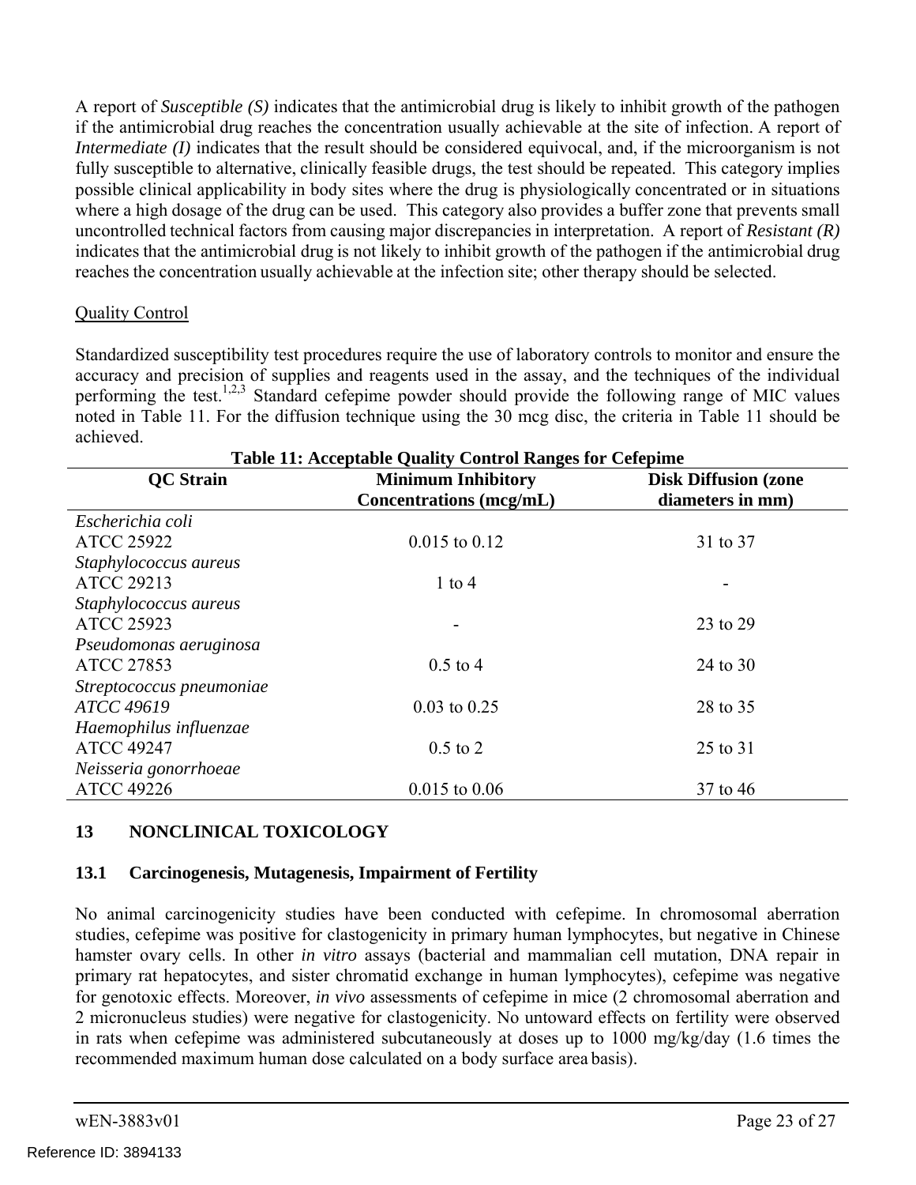A report of *Susceptible (S)* indicates that the antimicrobial drug is likely to inhibit growth of the pathogen if the antimicrobial drug reaches the concentration usually achievable at the site of infection. A report of *Intermediate (I)* indicates that the result should be considered equivocal, and, if the microorganism is not fully susceptible to alternative, clinically feasible drugs, the test should be repeated. This category implies possible clinical applicability in body sites where the drug is physiologically concentrated or in situations where a high dosage of the drug can be used. This category also provides a buffer zone that prevents small uncontrolled technical factors from causing major discrepancies in interpretation. A report of *Resistant (R)* indicates that the antimicrobial drug is not likely to inhibit growth of the pathogen if the antimicrobial drug reaches the concentration usually achievable at the infection site; other therapy should be selected.

Quality Control

Standardized susceptibility test procedures require the use of laboratory controls to monitor and ensure the accuracy and precision of supplies and reagents used in the assay, and the techniques of the individual performing the test.[1,2,3] Standard cefepime powder should provide the following range of MIC values noted in Table 11. For the diffusion technique using the 30 mcg disc, the criteria in Table 11 should be achieved.

**Table 11: Acceptable Quality Control Ranges for Cefepime**

| QC Strain | Minimum Inhibitory Concentrations (mcg/mL) | Disk Diffusion (zone diameters in mm) |
|---|---|---|
| *Escherichia coli* ATCC 25922 | 0.015 to 0.12 | 31 to 37 |
| *Staphylococcus aureus* ATCC 29213 | 1 to 4 | - |
| *Staphylococcus aureus* ATCC 25923 | - | 23 to 29 |
| *Pseudomonas aeruginosa* ATCC 27853 | 0.5 to 4 | 24 to 30 |
| *Streptococcus pneumoniae* ATCC 49619 | 0.03 to 0.25 | 28 to 35 |
| *Haemophilus influenzae* ATCC 49247 | 0.5 to 2 | 25 to 31 |
| *Neisseria gonorrhoeae* ATCC 49226 | 0.015 to 0.06 | 37 to 46 |

## 13 NONCLINICAL TOXICOLOGY

### 13.1 Carcinogenesis, Mutagenesis, Impairment of Fertility

No animal carcinogenicity studies have been conducted with cefepime. In chromosomal aberration studies, cefepime was positive for clastogenicity in primary human lymphocytes, but negative in Chinese hamster ovary cells. In other *in vitro* assays (bacterial and mammalian cell mutation, DNA repair in primary rat hepatocytes, and sister chromatid exchange in human lymphocytes), cefepime was negative for genotoxic effects. Moreover, *in vivo* assessments of cefepime in mice (2 chromosomal aberration and 2 micronucleus studies) were negative for clastogenicity. No untoward effects on fertility were observed in rats when cefepime was administered subcutaneously at doses up to 1000 mg/kg/day (1.6 times the recommended maximum human dose calculated on a body surface area basis).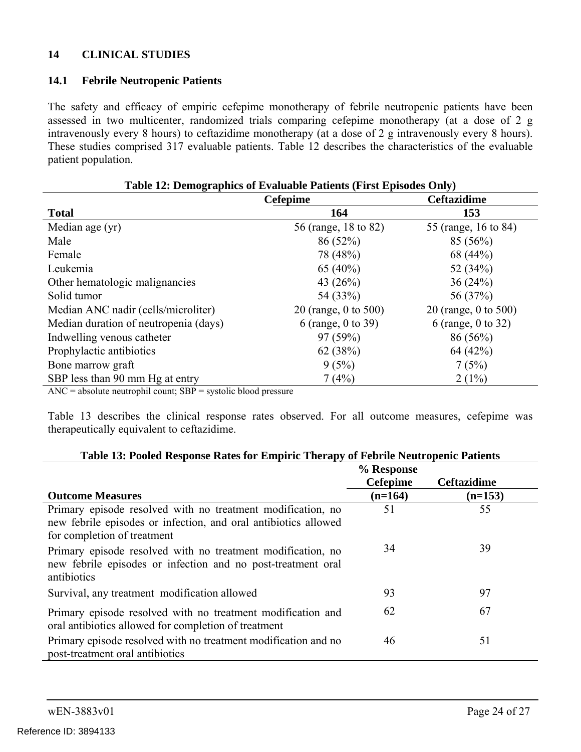## 14 CLINICAL STUDIES

### 14.1 Febrile Neutropenic Patients

The safety and efficacy of empiric cefepime monotherapy of febrile neutropenic patients have been assessed in two multicenter, randomized trials comparing cefepime monotherapy (at a dose of 2 g intravenously every 8 hours) to ceftazidime monotherapy (at a dose of 2 g intravenously every 8 hours). These studies comprised 317 evaluable patients. Table 12 describes the characteristics of the evaluable patient population.

**Table 12: Demographics of Evaluable Patients (First Episodes Only)**

| | Cefepime | Ceftazidime |
|---|---|---|
| **Total** | **164** | **153** |
| Median age (yr) | 56 (range, 18 to 82) | 55 (range, 16 to 84) |
| Male | 86 (52%) | 85 (56%) |
| Female | 78 (48%) | 68 (44%) |
| Leukemia | 65 (40%) | 52 (34%) |
| Other hematologic malignancies | 43 (26%) | 36 (24%) |
| Solid tumor | 54 (33%) | 56 (37%) |
| Median ANC nadir (cells/microliter) | 20 (range, 0 to 500) | 20 (range, 0 to 500) |
| Median duration of neutropenia (days) | 6 (range, 0 to 39) | 6 (range, 0 to 32) |
| Indwelling venous catheter | 97 (59%) | 86 (56%) |
| Prophylactic antibiotics | 62 (38%) | 64 (42%) |
| Bone marrow graft | 9 (5%) | 7 (5%) |
| SBP less than 90 mm Hg at entry | 7 (4%) | 2 (1%) |

ANC = absolute neutrophil count; SBP = systolic blood pressure

Table 13 describes the clinical response rates observed. For all outcome measures, cefepime was therapeutically equivalent to ceftazidime.

**Table 13: Pooled Response Rates for Empiric Therapy of Febrile Neutropenic Patients**

| | % Response | |
|---|---|---|
| **Outcome Measures** | **Cefepime (n=164)** | **Ceftazidime (n=153)** |
| Primary episode resolved with no treatment modification, no new febrile episodes or infection, and oral antibiotics allowed for completion of treatment | 51 | 55 |
| Primary episode resolved with no treatment modification, no new febrile episodes or infection and no post-treatment oral antibiotics | 34 | 39 |
| Survival, any treatment modification allowed | 93 | 97 |
| Primary episode resolved with no treatment modification and oral antibiotics allowed for completion of treatment | 62 | 67 |
| Primary episode resolved with no treatment modification and no post-treatment oral antibiotics | 46 | 51 |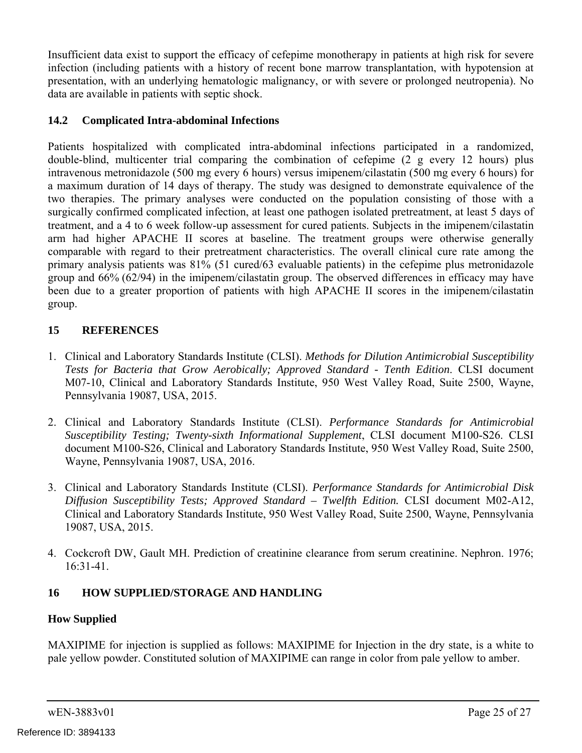Insufficient data exist to support the efficacy of cefepime monotherapy in patients at high risk for severe infection (including patients with a history of recent bone marrow transplantation, with hypotension at presentation, with an underlying hematologic malignancy, or with severe or prolonged neutropenia). No data are available in patients with septic shock.

### 14.2 Complicated Intra-abdominal Infections

Patients hospitalized with complicated intra-abdominal infections participated in a randomized, double-blind, multicenter trial comparing the combination of cefepime (2 g every 12 hours) plus intravenous metronidazole (500 mg every 6 hours) versus imipenem/cilastatin (500 mg every 6 hours) for a maximum duration of 14 days of therapy. The study was designed to demonstrate equivalence of the two therapies. The primary analyses were conducted on the population consisting of those with a surgically confirmed complicated infection, at least one pathogen isolated pretreatment, at least 5 days of treatment, and a 4 to 6 week follow-up assessment for cured patients. Subjects in the imipenem/cilastatin arm had higher APACHE II scores at baseline. The treatment groups were otherwise generally comparable with regard to their pretreatment characteristics. The overall clinical cure rate among the primary analysis patients was 81% (51 cured/63 evaluable patients) in the cefepime plus metronidazole group and 66% (62/94) in the imipenem/cilastatin group. The observed differences in efficacy may have been due to a greater proportion of patients with high APACHE II scores in the imipenem/cilastatin group.

## 15 REFERENCES

1. Clinical and Laboratory Standards Institute (CLSI). *Methods for Dilution Antimicrobial Susceptibility Tests for Bacteria that Grow Aerobically; Approved Standard - Tenth Edition*. CLSI document M07-10, Clinical and Laboratory Standards Institute, 950 West Valley Road, Suite 2500, Wayne, Pennsylvania 19087, USA, 2015.

2. Clinical and Laboratory Standards Institute (CLSI). *Performance Standards for Antimicrobial Susceptibility Testing; Twenty-sixth Informational Supplement*, CLSI document M100-S26. CLSI document M100-S26, Clinical and Laboratory Standards Institute, 950 West Valley Road, Suite 2500, Wayne, Pennsylvania 19087, USA, 2016.

3. Clinical and Laboratory Standards Institute (CLSI). *Performance Standards for Antimicrobial Disk Diffusion Susceptibility Tests; Approved Standard – Twelfth Edition.* CLSI document M02-A12, Clinical and Laboratory Standards Institute, 950 West Valley Road, Suite 2500, Wayne, Pennsylvania 19087, USA, 2015.

4. Cockcroft DW, Gault MH. Prediction of creatinine clearance from serum creatinine. Nephron. 1976; 16:31-41.

## 16 HOW SUPPLIED/STORAGE AND HANDLING

**How Supplied**

MAXIPIME for injection is supplied as follows: MAXIPIME for Injection in the dry state, is a white to pale yellow powder. Constituted solution of MAXIPIME can range in color from pale yellow to amber.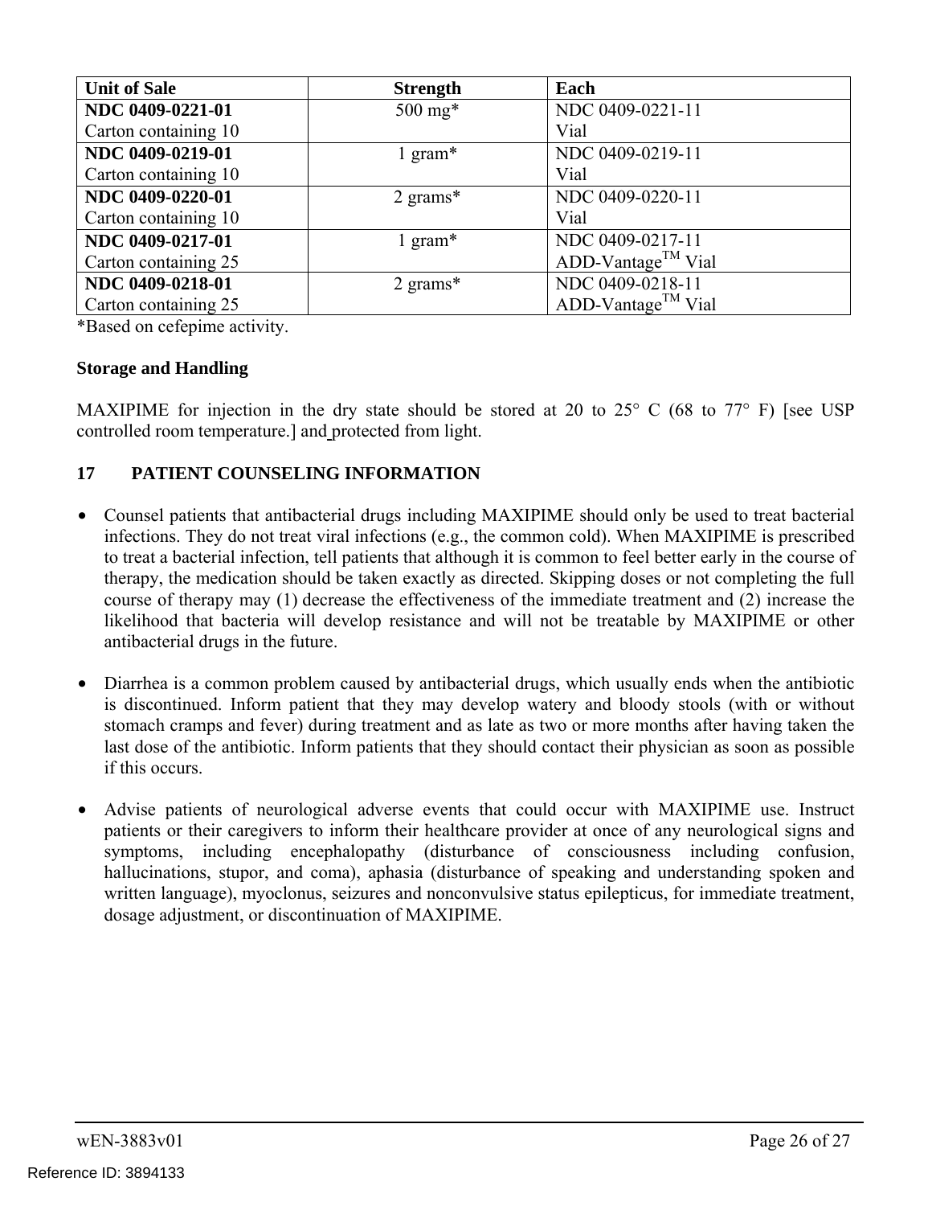| Unit of Sale | Strength | Each |
|---|---|---|
| **NDC 0409-0221-01**<br>Carton containing 10 | 500 mg* | NDC 0409-0221-11<br>Vial |
| **NDC 0409-0219-01**<br>Carton containing 10 | 1 gram* | NDC 0409-0219-11<br>Vial |
| **NDC 0409-0220-01**<br>Carton containing 10 | 2 grams* | NDC 0409-0220-11<br>Vial |
| **NDC 0409-0217-01**<br>Carton containing 25 | 1 gram* | NDC 0409-0217-11<br>ADD-Vantage™ Vial |
| **NDC 0409-0218-01**<br>Carton containing 25 | 2 grams* | NDC 0409-0218-11<br>ADD-Vantage™ Vial |

*Based on cefepime activity.

**Storage and Handling**

MAXIPIME for injection in the dry state should be stored at 20 to 25° C (68 to 77° F) [see USP controlled room temperature.] and protected from light.

## 17 PATIENT COUNSELING INFORMATION

- Counsel patients that antibacterial drugs including MAXIPIME should only be used to treat bacterial infections. They do not treat viral infections (e.g., the common cold). When MAXIPIME is prescribed to treat a bacterial infection, tell patients that although it is common to feel better early in the course of therapy, the medication should be taken exactly as directed. Skipping doses or not completing the full course of therapy may (1) decrease the effectiveness of the immediate treatment and (2) increase the likelihood that bacteria will develop resistance and will not be treatable by MAXIPIME or other antibacterial drugs in the future.

- Diarrhea is a common problem caused by antibacterial drugs, which usually ends when the antibiotic is discontinued. Inform patient that they may develop watery and bloody stools (with or without stomach cramps and fever) during treatment and as late as two or more months after having taken the last dose of the antibiotic. Inform patients that they should contact their physician as soon as possible if this occurs.

- Advise patients of neurological adverse events that could occur with MAXIPIME use. Instruct patients or their caregivers to inform their healthcare provider at once of any neurological signs and symptoms, including encephalopathy (disturbance of consciousness including confusion, hallucinations, stupor, and coma), aphasia (disturbance of speaking and understanding spoken and written language), myoclonus, seizures and nonconvulsive status epilepticus, for immediate treatment, dosage adjustment, or discontinuation of MAXIPIME.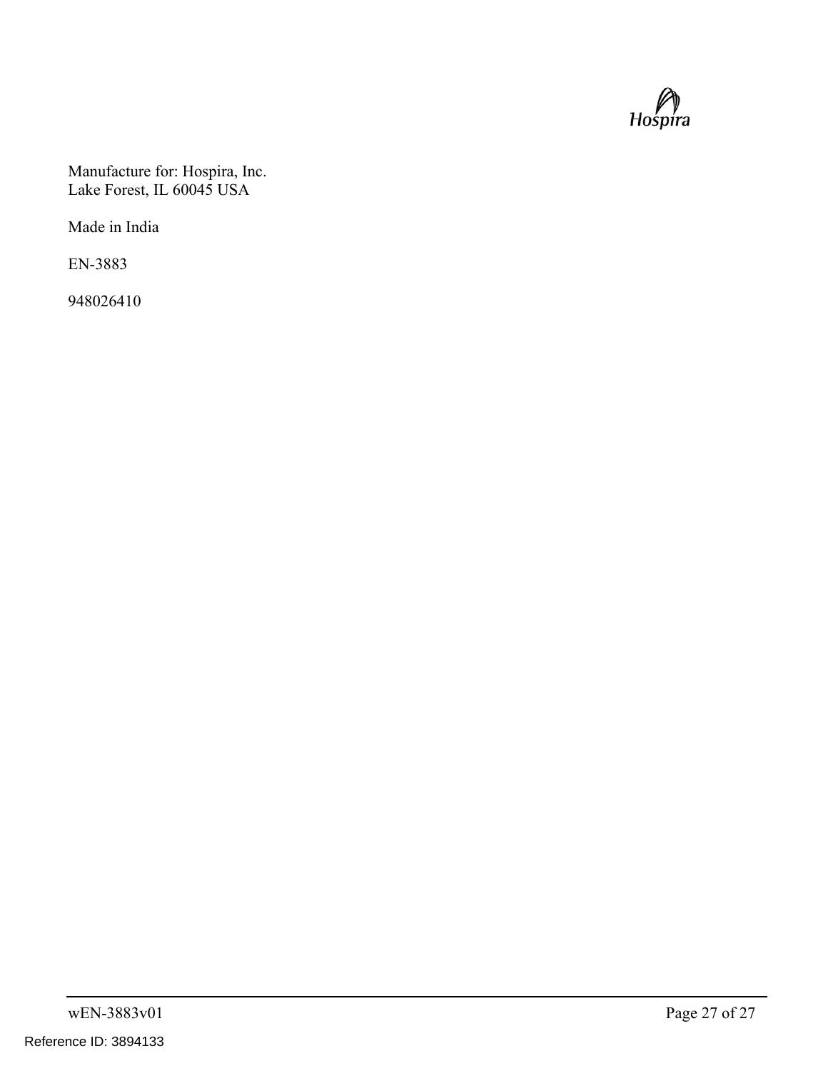Hospira

Manufacture for: Hospira, Inc.
Lake Forest, IL 60045 USA

Made in India

EN-3883

948026410